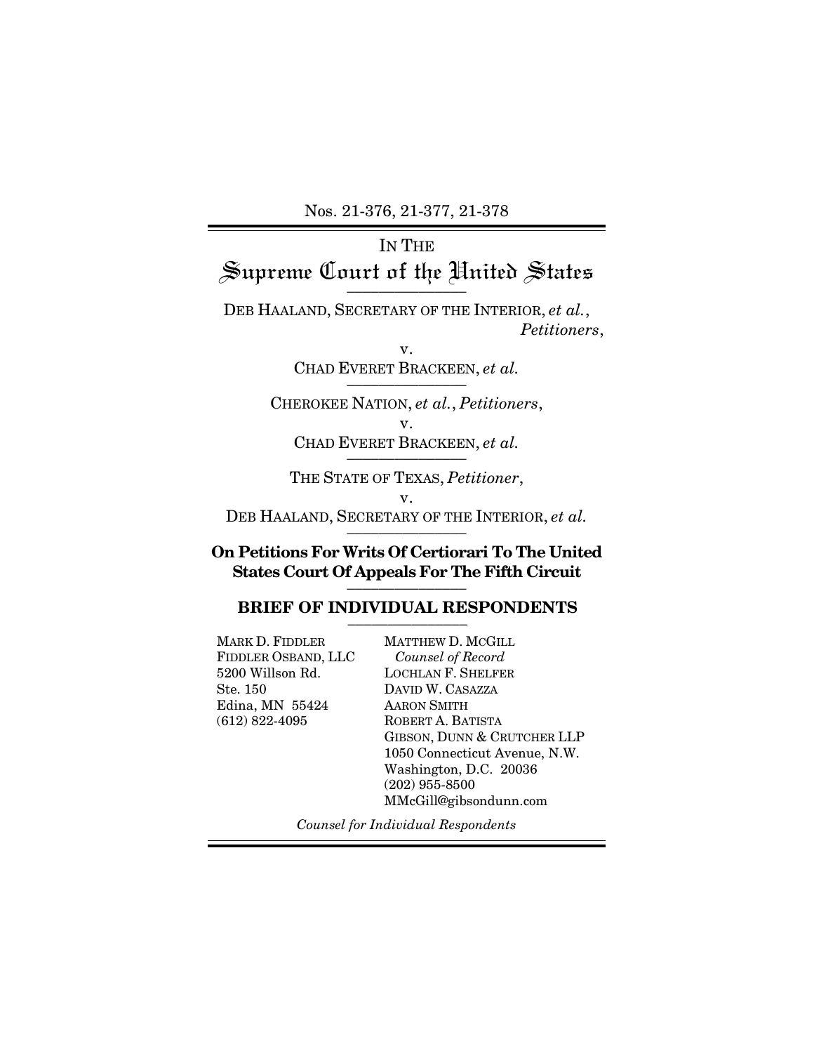Nos. 21-376, 21-377, 21-378

IN THE

# Supreme Court of the United States

DEB HAALAND, SECRETARY OF THE INTERIOR, *et al.*,
*Petitioners*,

v.

CHAD EVERET BRACKEEN, *et al.*

CHEROKEE NATION, *et al.*, *Petitioners*,

v.

CHAD EVERET BRACKEEN, *et al.*

THE STATE OF TEXAS, *Petitioner*,

v.

DEB HAALAND, SECRETARY OF THE INTERIOR, *et al.*

**On Petitions For Writs Of Certiorari To The United States Court Of Appeals For The Fifth Circuit**

## BRIEF OF INDIVIDUAL RESPONDENTS

MARK D. FIDDLER
FIDDLER OSBAND, LLC
5200 Willson Rd.
Ste. 150
Edina, MN 55424
(612) 822-4095

MATTHEW D. MCGILL
*Counsel of Record*
LOCHLAN F. SHELFER
DAVID W. CASAZZA
AARON SMITH
ROBERT A. BATISTA
GIBSON, DUNN & CRUTCHER LLP
1050 Connecticut Avenue, N.W.
Washington, D.C. 20036
(202) 955-8500
MMcGill@gibsondunn.com

*Counsel for Individual Respondents*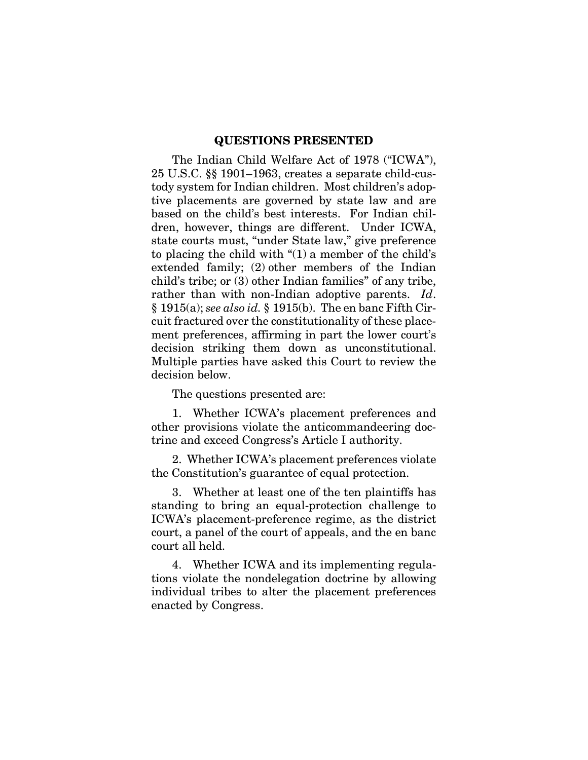## QUESTIONS PRESENTED

The Indian Child Welfare Act of 1978 ("ICWA"), 25 U.S.C. §§ 1901–1963, creates a separate child-custody system for Indian children. Most children's adoptive placements are governed by state law and are based on the child's best interests. For Indian children, however, things are different. Under ICWA, state courts must, "under State law," give preference to placing the child with "(1) a member of the child's extended family; (2) other members of the Indian child's tribe; or (3) other Indian families" of any tribe, rather than with non-Indian adoptive parents. *Id*. § 1915(a); *see also id.* § 1915(b). The en banc Fifth Circuit fractured over the constitutionality of these placement preferences, affirming in part the lower court's decision striking them down as unconstitutional. Multiple parties have asked this Court to review the decision below.

The questions presented are:

1. Whether ICWA's placement preferences and other provisions violate the anticommandeering doctrine and exceed Congress's Article I authority.

2. Whether ICWA's placement preferences violate the Constitution's guarantee of equal protection.

3. Whether at least one of the ten plaintiffs has standing to bring an equal-protection challenge to ICWA's placement-preference regime, as the district court, a panel of the court of appeals, and the en banc court all held.

4. Whether ICWA and its implementing regulations violate the nondelegation doctrine by allowing individual tribes to alter the placement preferences enacted by Congress.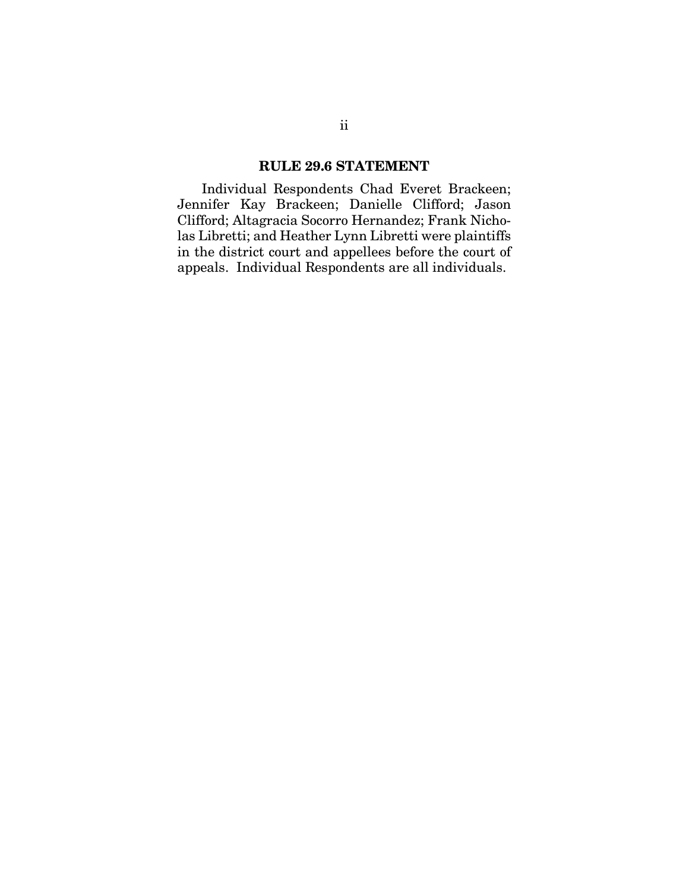## RULE 29.6 STATEMENT

Individual Respondents Chad Everet Brackeen; Jennifer Kay Brackeen; Danielle Clifford; Jason Clifford; Altagracia Socorro Hernandez; Frank Nicholas Libretti; and Heather Lynn Libretti were plaintiffs in the district court and appellees before the court of appeals. Individual Respondents are all individuals.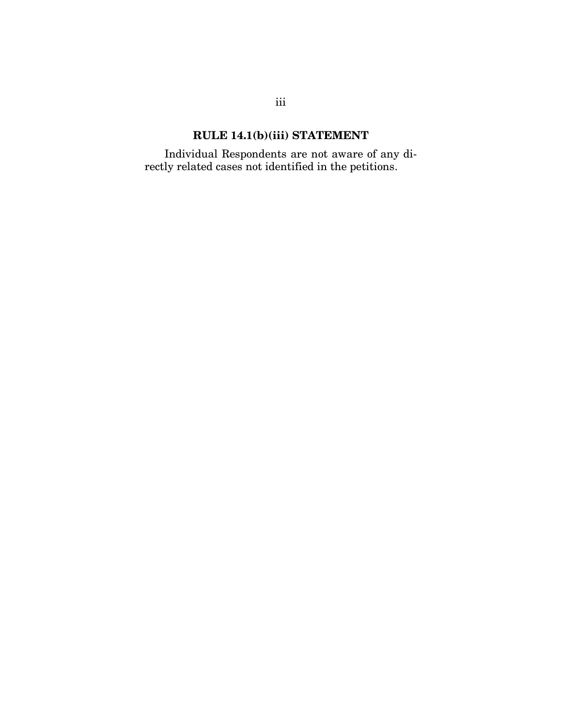## RULE 14.1(b)(iii) STATEMENT

Individual Respondents are not aware of any directly related cases not identified in the petitions.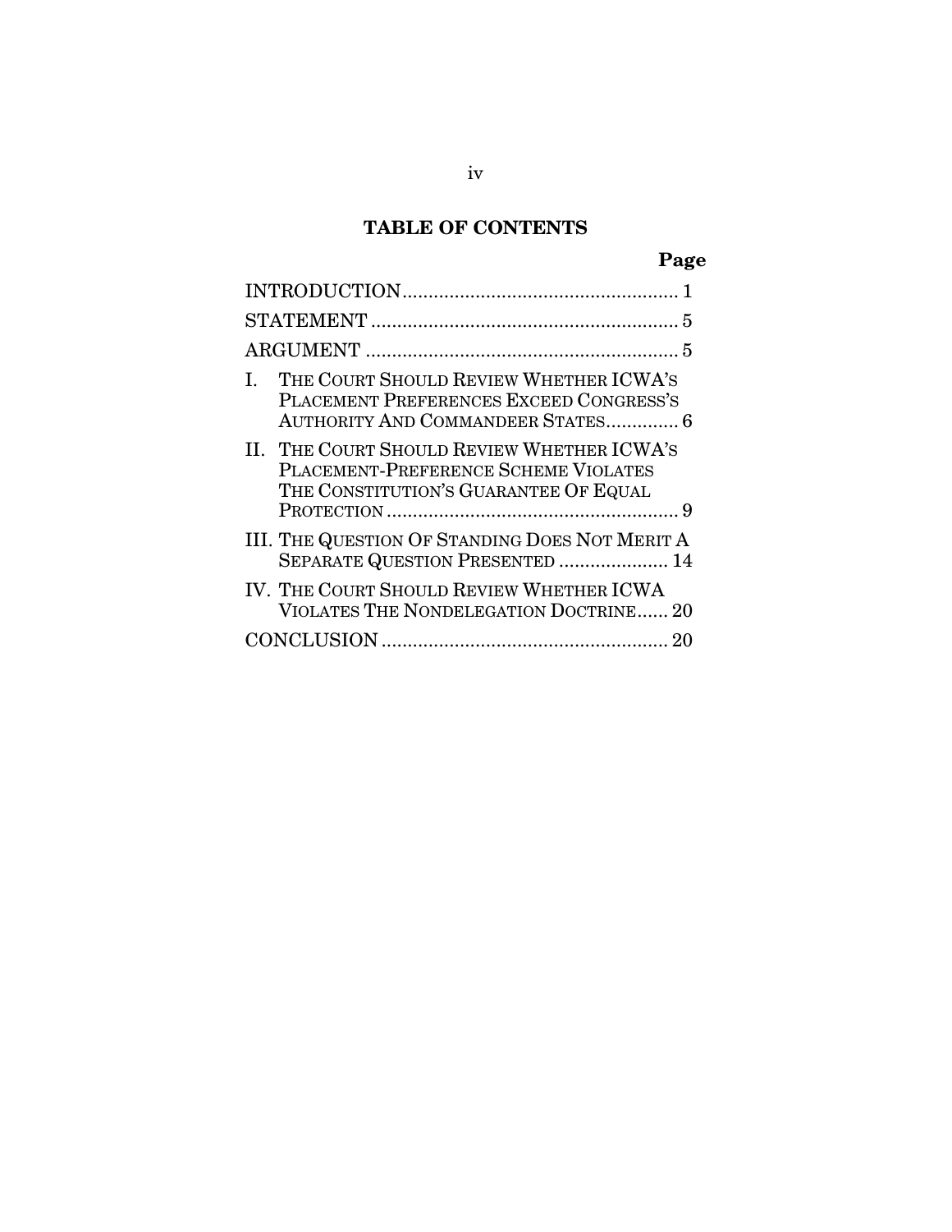# TABLE OF CONTENTS

| | Page |
|---|---|
| INTRODUCTION | 1 |
| STATEMENT | 5 |
| ARGUMENT | 5 |
| I. THE COURT SHOULD REVIEW WHETHER ICWA'S PLACEMENT PREFERENCES EXCEED CONGRESS'S AUTHORITY AND COMMANDEER STATES | 6 |
| II. THE COURT SHOULD REVIEW WHETHER ICWA'S PLACEMENT-PREFERENCE SCHEME VIOLATES THE CONSTITUTION'S GUARANTEE OF EQUAL PROTECTION | 9 |
| III. THE QUESTION OF STANDING DOES NOT MERIT A SEPARATE QUESTION PRESENTED | 14 |
| IV. THE COURT SHOULD REVIEW WHETHER ICWA VIOLATES THE NONDELEGATION DOCTRINE | 20 |
| CONCLUSION | 20 |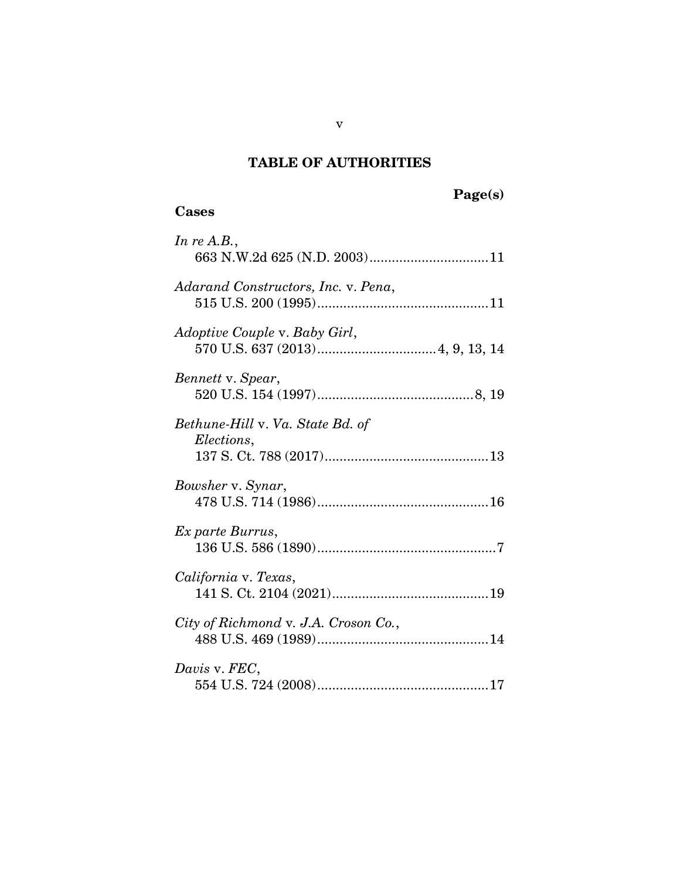# TABLE OF AUTHORITIES

**Page(s)**

## Cases

*In re A.B.*,
663 N.W.2d 625 (N.D. 2003)................................11

*Adarand Constructors, Inc.* v. *Pena*,
515 U.S. 200 (1995)..............................................11

*Adoptive Couple* v. *Baby Girl*,
570 U.S. 637 (2013)................................4, 9, 13, 14

*Bennett* v. *Spear*,
520 U.S. 154 (1997)..........................................8, 19

*Bethune-Hill* v. *Va. State Bd. of Elections*,
137 S. Ct. 788 (2017)............................................13

*Bowsher* v. *Synar*,
478 U.S. 714 (1986)..............................................16

*Ex parte Burrus*,
136 U.S. 586 (1890)................................................7

*California* v. *Texas*,
141 S. Ct. 2104 (2021)..........................................19

*City of Richmond* v. *J.A. Croson Co.*,
488 U.S. 469 (1989)..............................................14

*Davis* v. *FEC*,
554 U.S. 724 (2008)..............................................17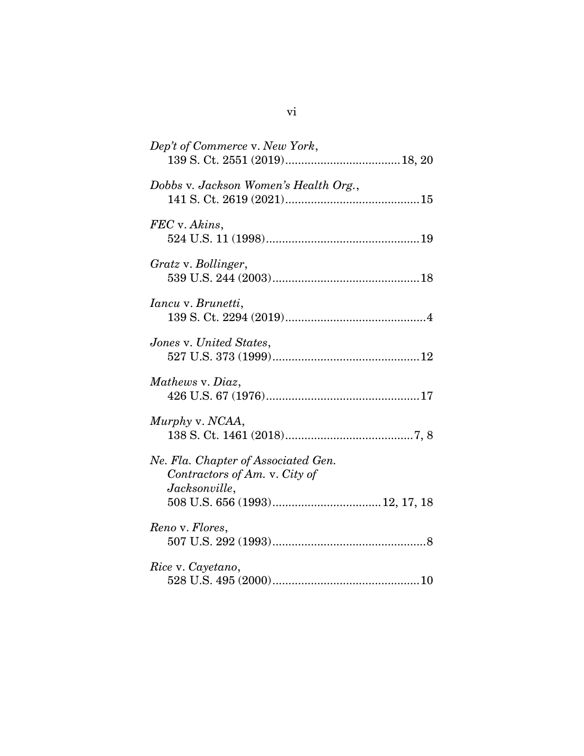*Dep't of Commerce* v. *New York*,
139 S. Ct. 2551 (2019)....................................18, 20

*Dobbs* v. *Jackson Women's Health Org.*,
141 S. Ct. 2619 (2021)..........................................15

*FEC* v. *Akins*,
524 U.S. 11 (1998)................................................19

*Gratz* v. *Bollinger*,
539 U.S. 244 (2003)..............................................18

*Iancu* v. *Brunetti*,
139 S. Ct. 2294 (2019)............................................4

*Jones* v. *United States*,
527 U.S. 373 (1999)..............................................12

*Mathews* v. *Diaz*,
426 U.S. 67 (1976)................................................17

*Murphy* v. *NCAA*,
138 S. Ct. 1461 (2018)........................................7, 8

*Ne. Fla. Chapter of Associated Gen. Contractors of Am.* v. *City of Jacksonville*,
508 U.S. 656 (1993)..................................12, 17, 18

*Reno* v. *Flores*,
507 U.S. 292 (1993)................................................8

*Rice* v. *Cayetano*,
528 U.S. 495 (2000)..............................................10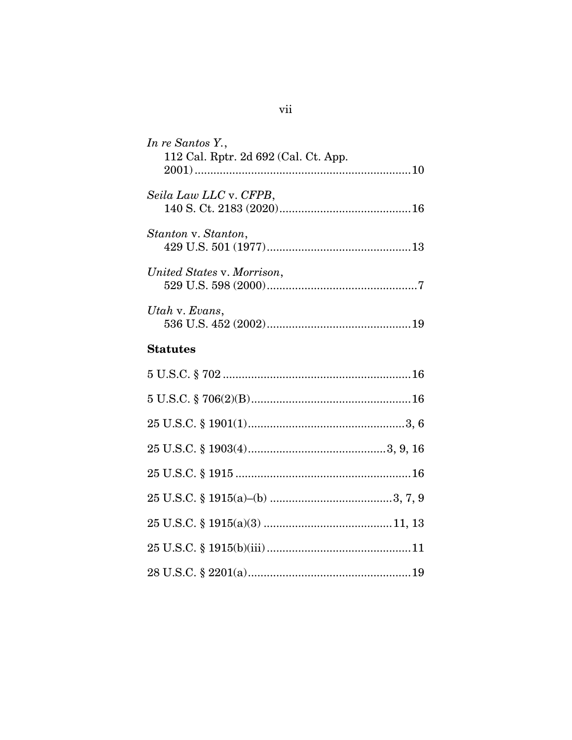*In re Santos Y.*,
112 Cal. Rptr. 2d 692 (Cal. Ct. App. 2001) ....................................................................10

*Seila Law LLC* v. *CFPB*,
140 S. Ct. 2183 (2020)..........................................16

*Stanton* v. *Stanton*,
429 U.S. 501 (1977)..............................................13

*United States* v. *Morrison*,
529 U.S. 598 (2000)................................................7

*Utah* v. *Evans*,
536 U.S. 452 (2002)..............................................19

**Statutes**

5 U.S.C. § 702 ............................................................16

5 U.S.C. § 706(2)(B)...................................................16

25 U.S.C. § 1901(1)..................................................3, 6

25 U.S.C. § 1903(4)............................................3, 9, 16

25 U.S.C. § 1915 ........................................................16

25 U.S.C. § 1915(a)–(b) .......................................3, 7, 9

25 U.S.C. § 1915(a)(3) .........................................11, 13

25 U.S.C. § 1915(b)(iii)..............................................11

28 U.S.C. § 2201(a)....................................................19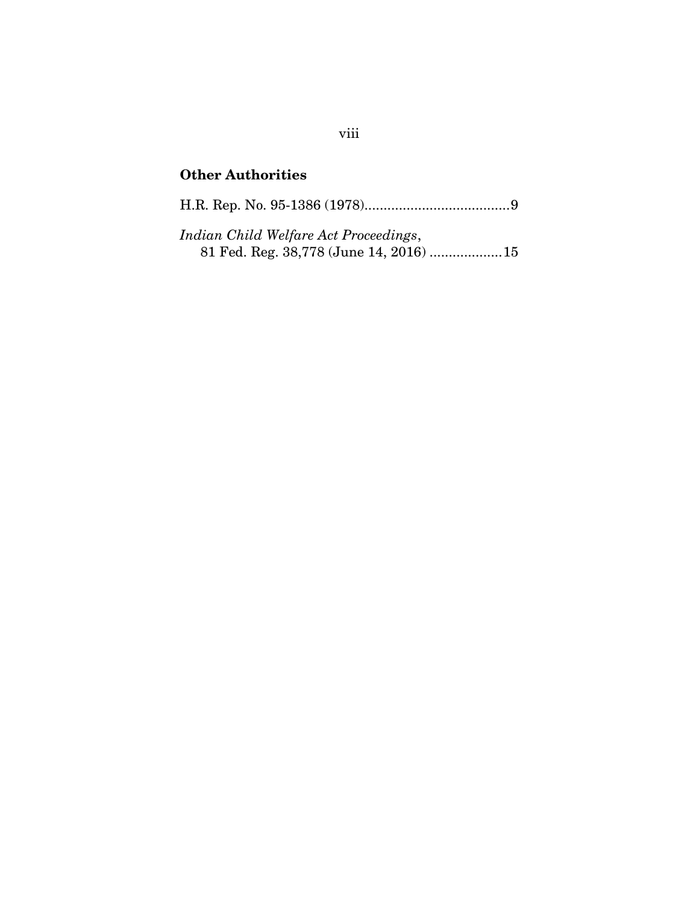**Other Authorities**

H.R. Rep. No. 95-1386 (1978)......................................9

*Indian Child Welfare Act Proceedings*,
  81 Fed. Reg. 38,778 (June 14, 2016) ...................15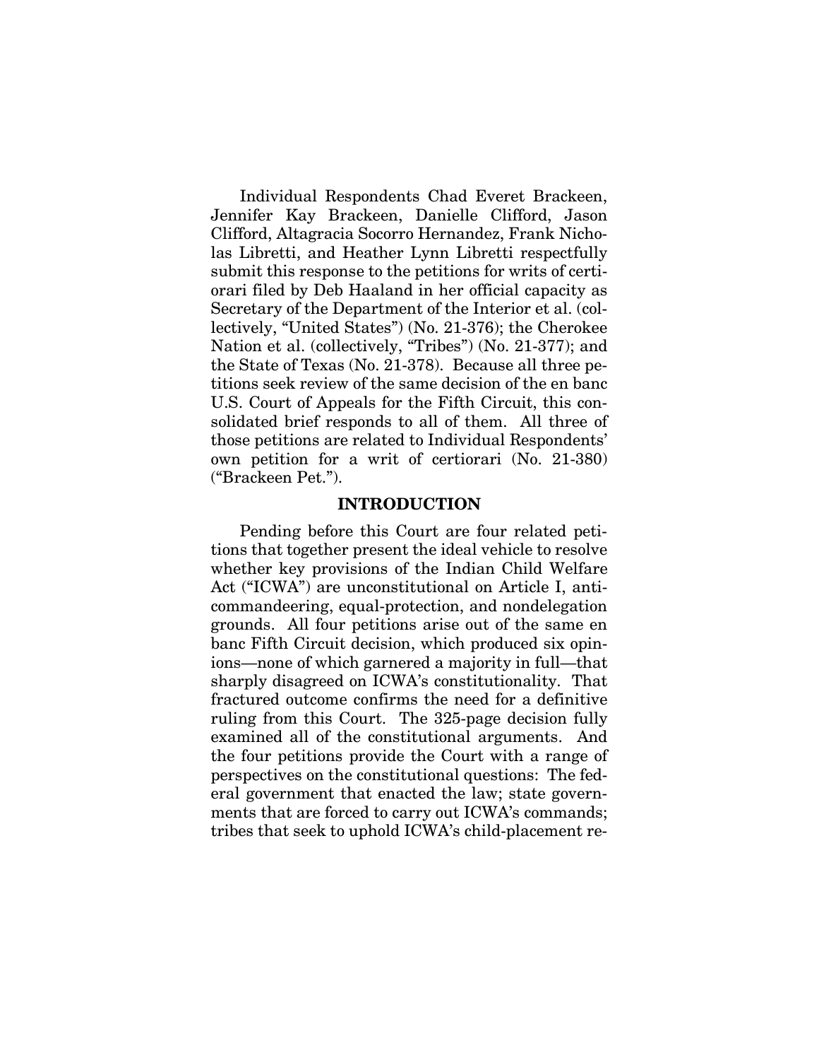Individual Respondents Chad Everet Brackeen, Jennifer Kay Brackeen, Danielle Clifford, Jason Clifford, Altagracia Socorro Hernandez, Frank Nicholas Libretti, and Heather Lynn Libretti respectfully submit this response to the petitions for writs of certiorari filed by Deb Haaland in her official capacity as Secretary of the Department of the Interior et al. (collectively, "United States") (No. 21-376); the Cherokee Nation et al. (collectively, "Tribes") (No. 21-377); and the State of Texas (No. 21-378). Because all three petitions seek review of the same decision of the en banc U.S. Court of Appeals for the Fifth Circuit, this consolidated brief responds to all of them. All three of those petitions are related to Individual Respondents' own petition for a writ of certiorari (No. 21-380) ("Brackeen Pet.").

## INTRODUCTION

Pending before this Court are four related petitions that together present the ideal vehicle to resolve whether key provisions of the Indian Child Welfare Act ("ICWA") are unconstitutional on Article I, anticommandeering, equal-protection, and nondelegation grounds. All four petitions arise out of the same en banc Fifth Circuit decision, which produced six opinions—none of which garnered a majority in full—that sharply disagreed on ICWA's constitutionality. That fractured outcome confirms the need for a definitive ruling from this Court. The 325-page decision fully examined all of the constitutional arguments. And the four petitions provide the Court with a range of perspectives on the constitutional questions: The federal government that enacted the law; state governments that are forced to carry out ICWA's commands; tribes that seek to uphold ICWA's child-placement re-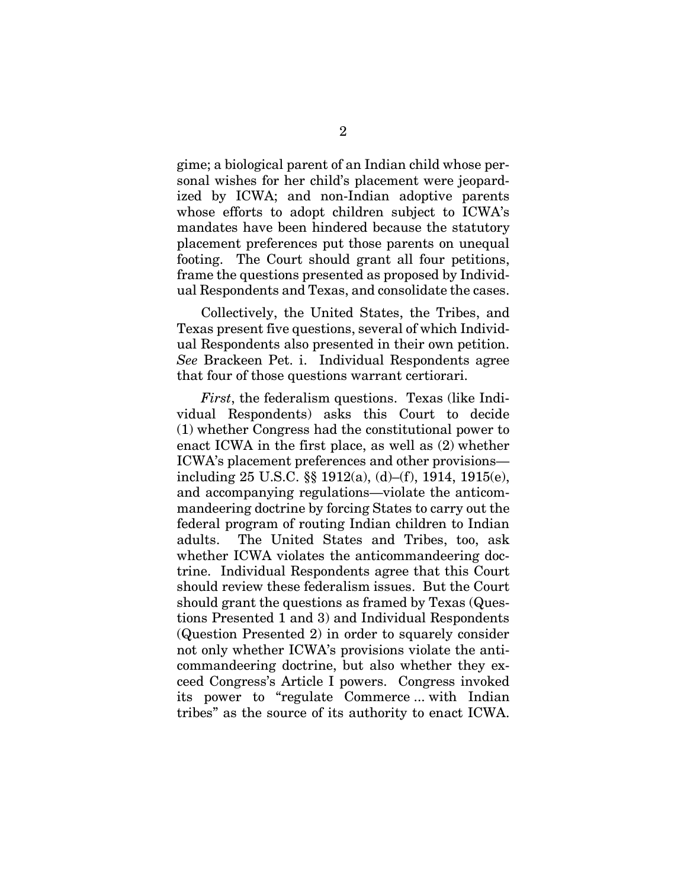gime; a biological parent of an Indian child whose personal wishes for her child's placement were jeopardized by ICWA; and non-Indian adoptive parents whose efforts to adopt children subject to ICWA's mandates have been hindered because the statutory placement preferences put those parents on unequal footing. The Court should grant all four petitions, frame the questions presented as proposed by Individual Respondents and Texas, and consolidate the cases.

Collectively, the United States, the Tribes, and Texas present five questions, several of which Individual Respondents also presented in their own petition. *See* Brackeen Pet. i. Individual Respondents agree that four of those questions warrant certiorari.

*First*, the federalism questions. Texas (like Individual Respondents) asks this Court to decide (1) whether Congress had the constitutional power to enact ICWA in the first place, as well as (2) whether ICWA's placement preferences and other provisions—including 25 U.S.C. §§ 1912(a), (d)–(f), 1914, 1915(e), and accompanying regulations—violate the anticommandeering doctrine by forcing States to carry out the federal program of routing Indian children to Indian adults. The United States and Tribes, too, ask whether ICWA violates the anticommandeering doctrine. Individual Respondents agree that this Court should review these federalism issues. But the Court should grant the questions as framed by Texas (Questions Presented 1 and 3) and Individual Respondents (Question Presented 2) in order to squarely consider not only whether ICWA's provisions violate the anticommandeering doctrine, but also whether they exceed Congress's Article I powers. Congress invoked its power to "regulate Commerce ... with Indian tribes" as the source of its authority to enact ICWA.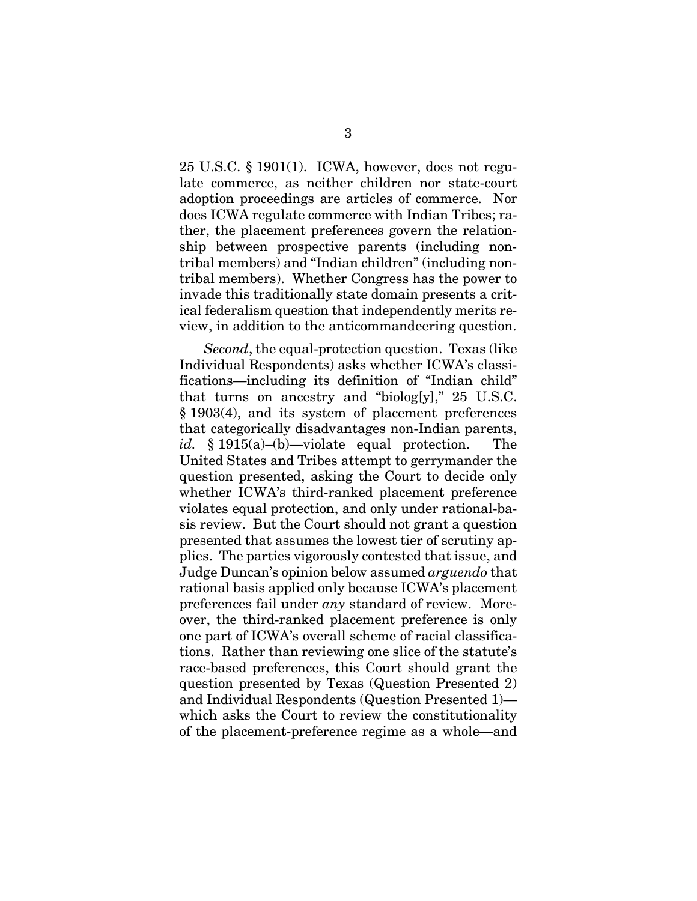25 U.S.C. § 1901(1). ICWA, however, does not regulate commerce, as neither children nor state-court adoption proceedings are articles of commerce. Nor does ICWA regulate commerce with Indian Tribes; rather, the placement preferences govern the relationship between prospective parents (including non-tribal members) and "Indian children" (including non-tribal members). Whether Congress has the power to invade this traditionally state domain presents a critical federalism question that independently merits review, in addition to the anticommandeering question.

*Second*, the equal-protection question. Texas (like Individual Respondents) asks whether ICWA's classifications—including its definition of "Indian child" that turns on ancestry and "biolog[y]," 25 U.S.C. § 1903(4), and its system of placement preferences that categorically disadvantages non-Indian parents, *id.* § 1915(a)–(b)—violate equal protection. The United States and Tribes attempt to gerrymander the question presented, asking the Court to decide only whether ICWA's third-ranked placement preference violates equal protection, and only under rational-basis review. But the Court should not grant a question presented that assumes the lowest tier of scrutiny applies. The parties vigorously contested that issue, and Judge Duncan's opinion below assumed *arguendo* that rational basis applied only because ICWA's placement preferences fail under *any* standard of review. Moreover, the third-ranked placement preference is only one part of ICWA's overall scheme of racial classifications. Rather than reviewing one slice of the statute's race-based preferences, this Court should grant the question presented by Texas (Question Presented 2) and Individual Respondents (Question Presented 1)—which asks the Court to review the constitutionality of the placement-preference regime as a whole—and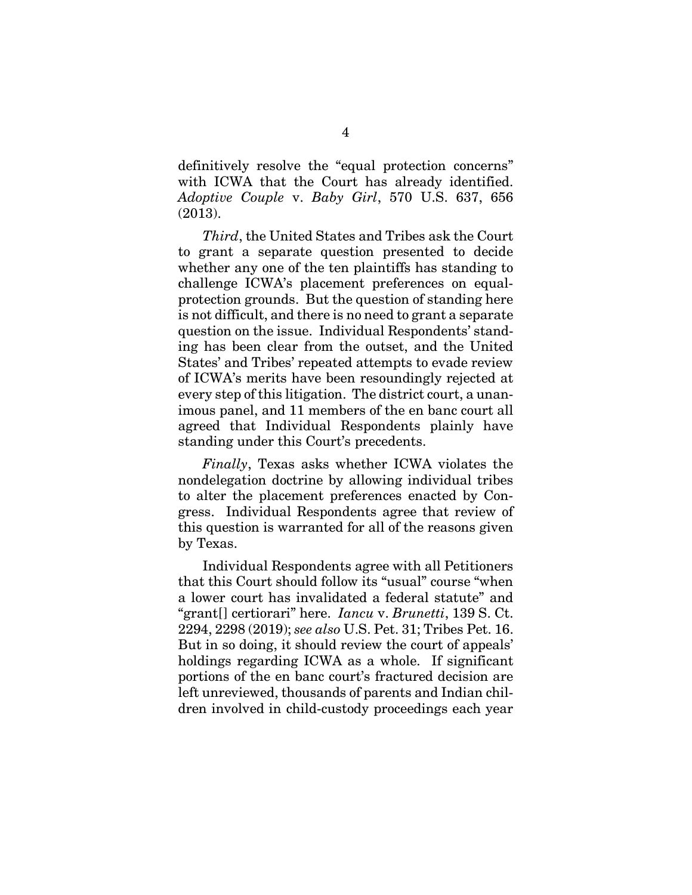definitively resolve the "equal protection concerns" with ICWA that the Court has already identified. *Adoptive Couple* v. *Baby Girl*, 570 U.S. 637, 656 (2013).

*Third*, the United States and Tribes ask the Court to grant a separate question presented to decide whether any one of the ten plaintiffs has standing to challenge ICWA's placement preferences on equal-protection grounds. But the question of standing here is not difficult, and there is no need to grant a separate question on the issue. Individual Respondents' standing has been clear from the outset, and the United States' and Tribes' repeated attempts to evade review of ICWA's merits have been resoundingly rejected at every step of this litigation. The district court, a unanimous panel, and 11 members of the en banc court all agreed that Individual Respondents plainly have standing under this Court's precedents.

*Finally*, Texas asks whether ICWA violates the nondelegation doctrine by allowing individual tribes to alter the placement preferences enacted by Congress. Individual Respondents agree that review of this question is warranted for all of the reasons given by Texas.

Individual Respondents agree with all Petitioners that this Court should follow its "usual" course "when a lower court has invalidated a federal statute" and "grant[] certiorari" here. *Iancu* v. *Brunetti*, 139 S. Ct. 2294, 2298 (2019); *see also* U.S. Pet. 31; Tribes Pet. 16. But in so doing, it should review the court of appeals' holdings regarding ICWA as a whole. If significant portions of the en banc court's fractured decision are left unreviewed, thousands of parents and Indian children involved in child-custody proceedings each year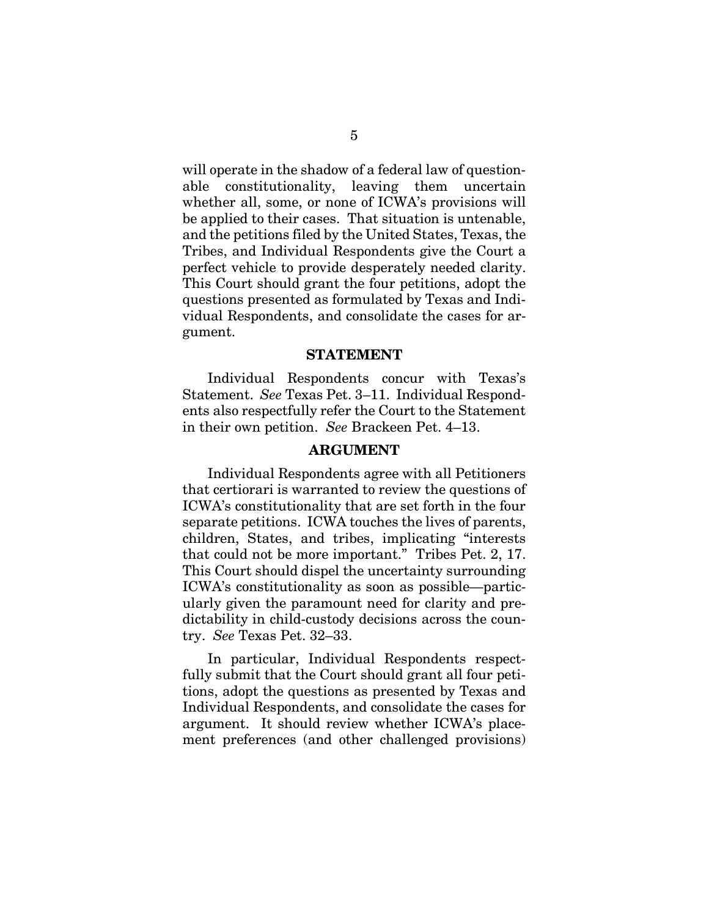will operate in the shadow of a federal law of questionable constitutionality, leaving them uncertain whether all, some, or none of ICWA's provisions will be applied to their cases. That situation is untenable, and the petitions filed by the United States, Texas, the Tribes, and Individual Respondents give the Court a perfect vehicle to provide desperately needed clarity. This Court should grant the four petitions, adopt the questions presented as formulated by Texas and Individual Respondents, and consolidate the cases for argument.

## STATEMENT

Individual Respondents concur with Texas's Statement. *See* Texas Pet. 3–11. Individual Respondents also respectfully refer the Court to the Statement in their own petition. *See* Brackeen Pet. 4–13.

## ARGUMENT

Individual Respondents agree with all Petitioners that certiorari is warranted to review the questions of ICWA's constitutionality that are set forth in the four separate petitions. ICWA touches the lives of parents, children, States, and tribes, implicating "interests that could not be more important." Tribes Pet. 2, 17. This Court should dispel the uncertainty surrounding ICWA's constitutionality as soon as possible—particularly given the paramount need for clarity and predictability in child-custody decisions across the country. *See* Texas Pet. 32–33.

In particular, Individual Respondents respectfully submit that the Court should grant all four petitions, adopt the questions as presented by Texas and Individual Respondents, and consolidate the cases for argument. It should review whether ICWA's placement preferences (and other challenged provisions)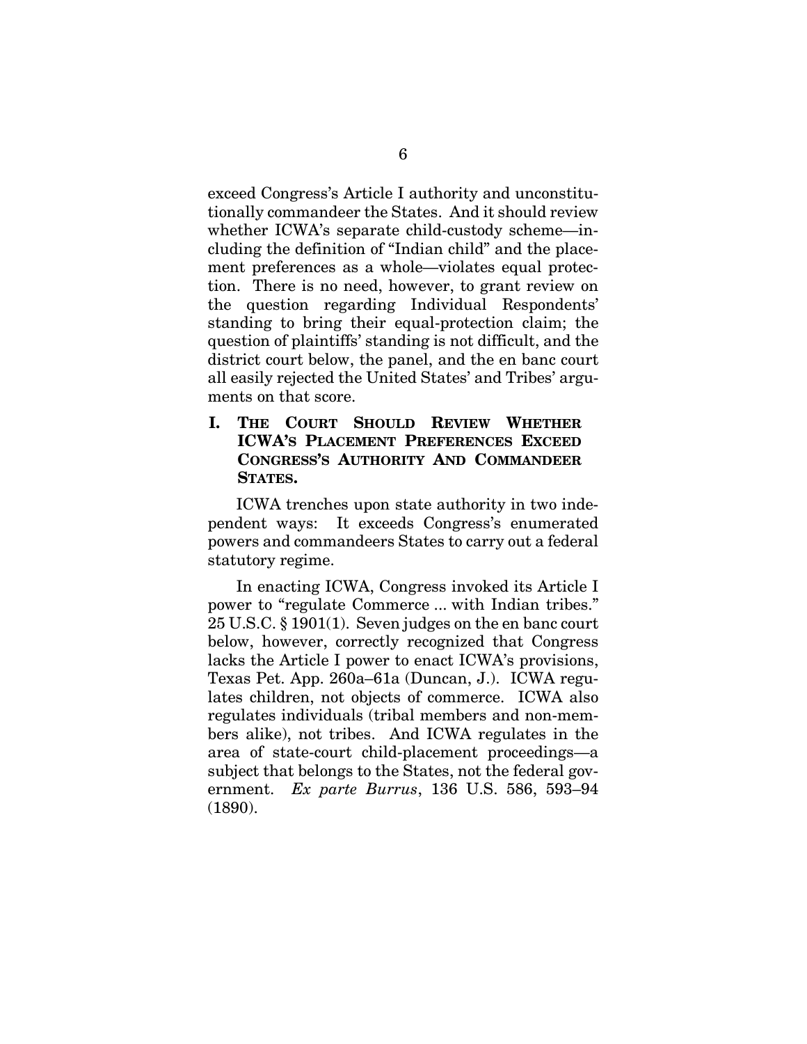exceed Congress's Article I authority and unconstitutionally commandeer the States. And it should review whether ICWA's separate child-custody scheme—including the definition of "Indian child" and the placement preferences as a whole—violates equal protection. There is no need, however, to grant review on the question regarding Individual Respondents' standing to bring their equal-protection claim; the question of plaintiffs' standing is not difficult, and the district court below, the panel, and the en banc court all easily rejected the United States' and Tribes' arguments on that score.

## I. The Court Should Review Whether ICWA's Placement Preferences Exceed Congress's Authority And Commandeer States.

ICWA trenches upon state authority in two independent ways: It exceeds Congress's enumerated powers and commandeers States to carry out a federal statutory regime.

In enacting ICWA, Congress invoked its Article I power to "regulate Commerce ... with Indian tribes." 25 U.S.C. § 1901(1). Seven judges on the en banc court below, however, correctly recognized that Congress lacks the Article I power to enact ICWA's provisions, Texas Pet. App. 260a–61a (Duncan, J.). ICWA regulates children, not objects of commerce. ICWA also regulates individuals (tribal members and non-members alike), not tribes. And ICWA regulates in the area of state-court child-placement proceedings—a subject that belongs to the States, not the federal government. *Ex parte Burrus*, 136 U.S. 586, 593–94 (1890).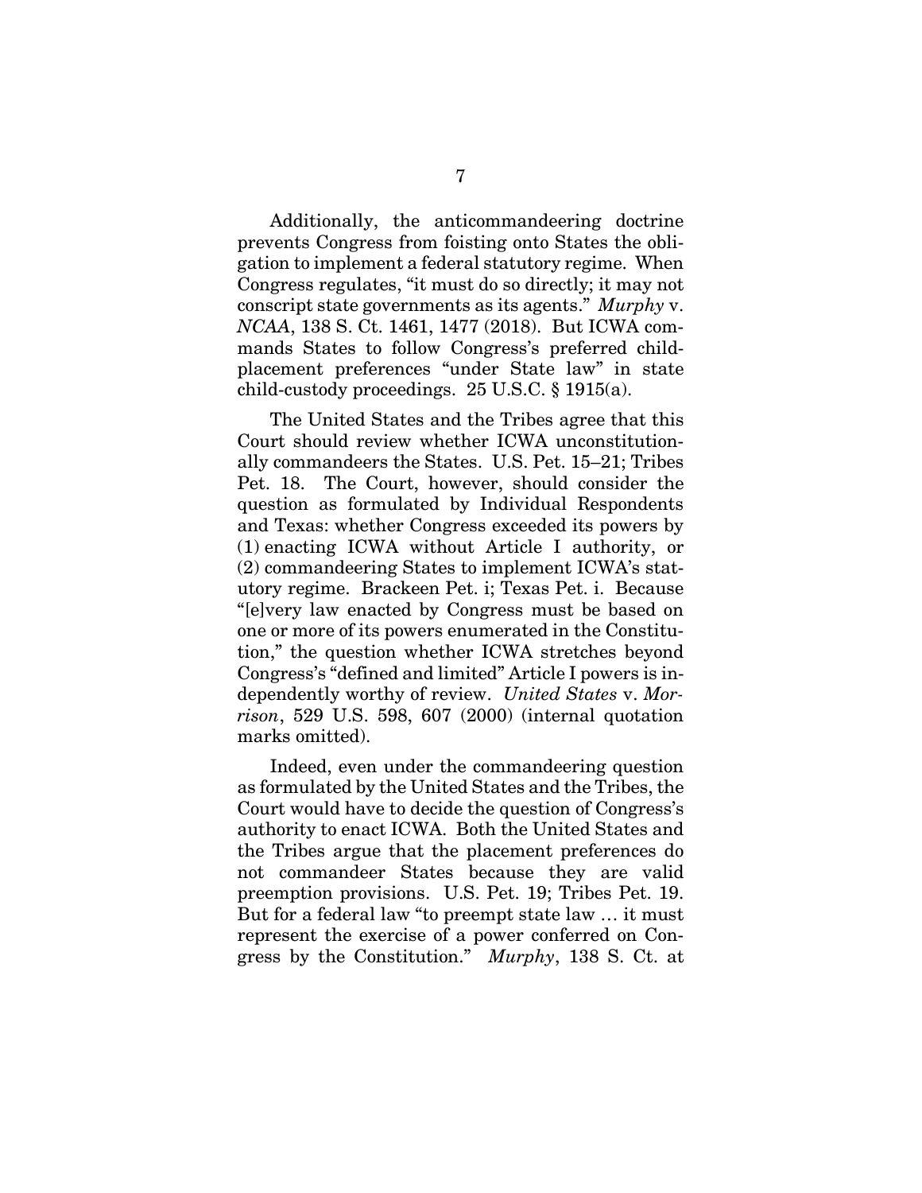Additionally, the anticommandeering doctrine prevents Congress from foisting onto States the obligation to implement a federal statutory regime. When Congress regulates, "it must do so directly; it may not conscript state governments as its agents." *Murphy* v. *NCAA*, 138 S. Ct. 1461, 1477 (2018). But ICWA commands States to follow Congress's preferred child-placement preferences "under State law" in state child-custody proceedings. 25 U.S.C. § 1915(a).

The United States and the Tribes agree that this Court should review whether ICWA unconstitutionally commandeers the States. U.S. Pet. 15–21; Tribes Pet. 18. The Court, however, should consider the question as formulated by Individual Respondents and Texas: whether Congress exceeded its powers by (1) enacting ICWA without Article I authority, or (2) commandeering States to implement ICWA's statutory regime. Brackeen Pet. i; Texas Pet. i. Because "[e]very law enacted by Congress must be based on one or more of its powers enumerated in the Constitution," the question whether ICWA stretches beyond Congress's "defined and limited" Article I powers is independently worthy of review. *United States* v. *Morrison*, 529 U.S. 598, 607 (2000) (internal quotation marks omitted).

Indeed, even under the commandeering question as formulated by the United States and the Tribes, the Court would have to decide the question of Congress's authority to enact ICWA. Both the United States and the Tribes argue that the placement preferences do not commandeer States because they are valid preemption provisions. U.S. Pet. 19; Tribes Pet. 19. But for a federal law "to preempt state law … it must represent the exercise of a power conferred on Congress by the Constitution." *Murphy*, 138 S. Ct. at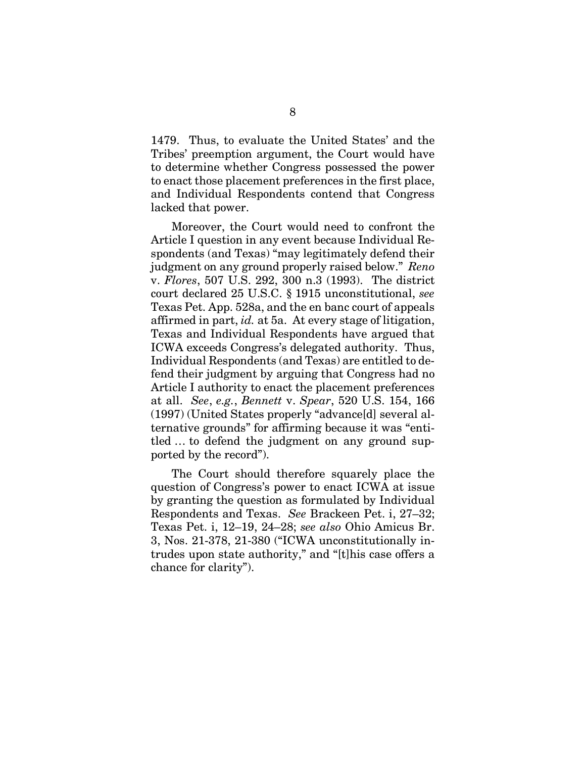1479. Thus, to evaluate the United States' and the Tribes' preemption argument, the Court would have to determine whether Congress possessed the power to enact those placement preferences in the first place, and Individual Respondents contend that Congress lacked that power.

Moreover, the Court would need to confront the Article I question in any event because Individual Respondents (and Texas) "may legitimately defend their judgment on any ground properly raised below." *Reno* v. *Flores*, 507 U.S. 292, 300 n.3 (1993). The district court declared 25 U.S.C. § 1915 unconstitutional, *see* Texas Pet. App. 528a, and the en banc court of appeals affirmed in part, *id.* at 5a. At every stage of litigation, Texas and Individual Respondents have argued that ICWA exceeds Congress's delegated authority. Thus, Individual Respondents (and Texas) are entitled to defend their judgment by arguing that Congress had no Article I authority to enact the placement preferences at all. *See*, *e.g.*, *Bennett* v. *Spear*, 520 U.S. 154, 166 (1997) (United States properly "advance[d] several alternative grounds" for affirming because it was "entitled … to defend the judgment on any ground supported by the record").

The Court should therefore squarely place the question of Congress's power to enact ICWA at issue by granting the question as formulated by Individual Respondents and Texas. *See* Brackeen Pet. i, 27–32; Texas Pet. i, 12–19, 24–28; *see also* Ohio Amicus Br. 3, Nos. 21-378, 21-380 ("ICWA unconstitutionally intrudes upon state authority," and "[t]his case offers a chance for clarity").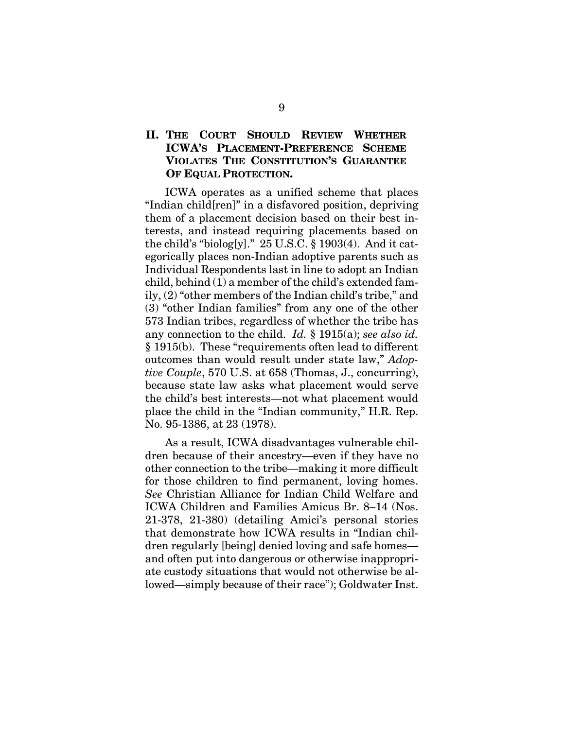## II. THE COURT SHOULD REVIEW WHETHER ICWA'S PLACEMENT-PREFERENCE SCHEME VIOLATES THE CONSTITUTION'S GUARANTEE OF EQUAL PROTECTION.

ICWA operates as a unified scheme that places "Indian child[ren]" in a disfavored position, depriving them of a placement decision based on their best interests, and instead requiring placements based on the child's "biolog[y]." 25 U.S.C. § 1903(4). And it categorically places non-Indian adoptive parents such as Individual Respondents last in line to adopt an Indian child, behind (1) a member of the child's extended family, (2) "other members of the Indian child's tribe," and (3) "other Indian families" from any one of the other 573 Indian tribes, regardless of whether the tribe has any connection to the child. *Id.* § 1915(a); *see also id.* § 1915(b). These "requirements often lead to different outcomes than would result under state law," *Adoptive Couple*, 570 U.S. at 658 (Thomas, J., concurring), because state law asks what placement would serve the child's best interests—not what placement would place the child in the "Indian community," H.R. Rep. No. 95-1386, at 23 (1978).

As a result, ICWA disadvantages vulnerable children because of their ancestry—even if they have no other connection to the tribe—making it more difficult for those children to find permanent, loving homes. *See* Christian Alliance for Indian Child Welfare and ICWA Children and Families Amicus Br. 8–14 (Nos. 21-378, 21-380) (detailing Amici's personal stories that demonstrate how ICWA results in "Indian children regularly [being] denied loving and safe homes—and often put into dangerous or otherwise inappropriate custody situations that would not otherwise be allowed—simply because of their race"); Goldwater Inst.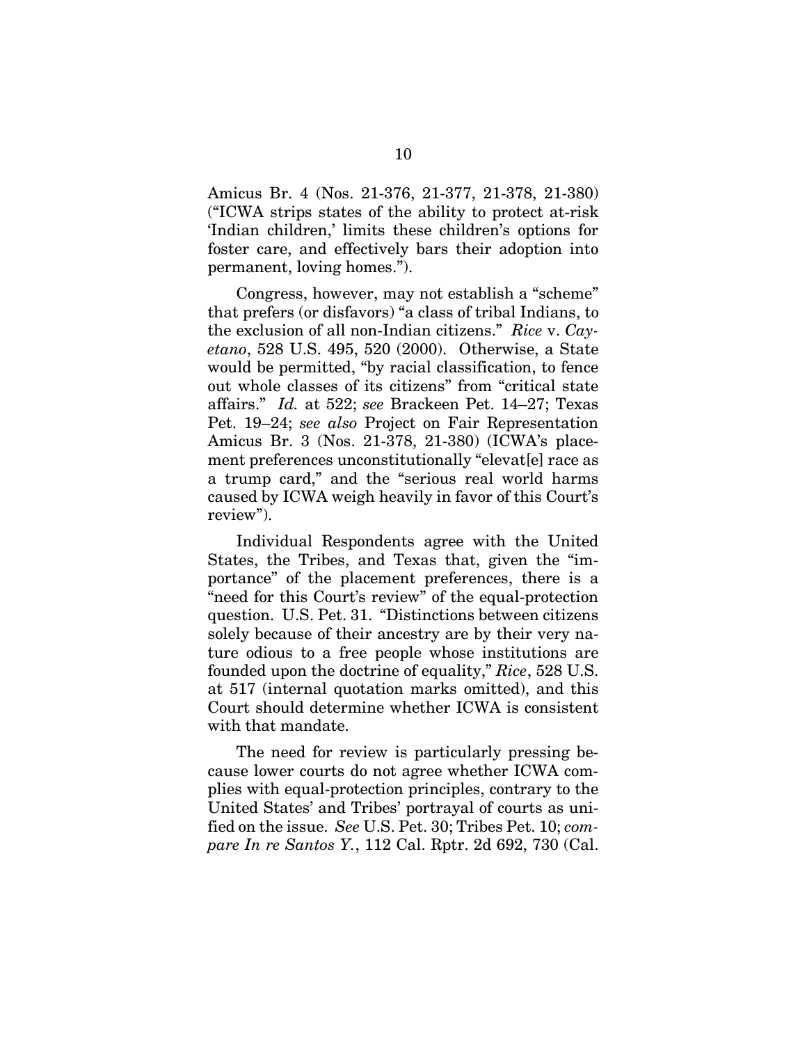Amicus Br. 4 (Nos. 21-376, 21-377, 21-378, 21-380) ("ICWA strips states of the ability to protect at-risk 'Indian children,' limits these children's options for foster care, and effectively bars their adoption into permanent, loving homes.").

Congress, however, may not establish a "scheme" that prefers (or disfavors) "a class of tribal Indians, to the exclusion of all non-Indian citizens." *Rice* v. *Cayetano*, 528 U.S. 495, 520 (2000). Otherwise, a State would be permitted, "by racial classification, to fence out whole classes of its citizens" from "critical state affairs." *Id.* at 522; *see* Brackeen Pet. 14–27; Texas Pet. 19–24; *see also* Project on Fair Representation Amicus Br. 3 (Nos. 21-378, 21-380) (ICWA's placement preferences unconstitutionally "elevat[e] race as a trump card," and the "serious real world harms caused by ICWA weigh heavily in favor of this Court's review").

Individual Respondents agree with the United States, the Tribes, and Texas that, given the "importance" of the placement preferences, there is a "need for this Court's review" of the equal-protection question. U.S. Pet. 31. "Distinctions between citizens solely because of their ancestry are by their very nature odious to a free people whose institutions are founded upon the doctrine of equality," *Rice*, 528 U.S. at 517 (internal quotation marks omitted), and this Court should determine whether ICWA is consistent with that mandate.

The need for review is particularly pressing because lower courts do not agree whether ICWA complies with equal-protection principles, contrary to the United States' and Tribes' portrayal of courts as unified on the issue. *See* U.S. Pet. 30; Tribes Pet. 10; *compare In re Santos Y.*, 112 Cal. Rptr. 2d 692, 730 (Cal.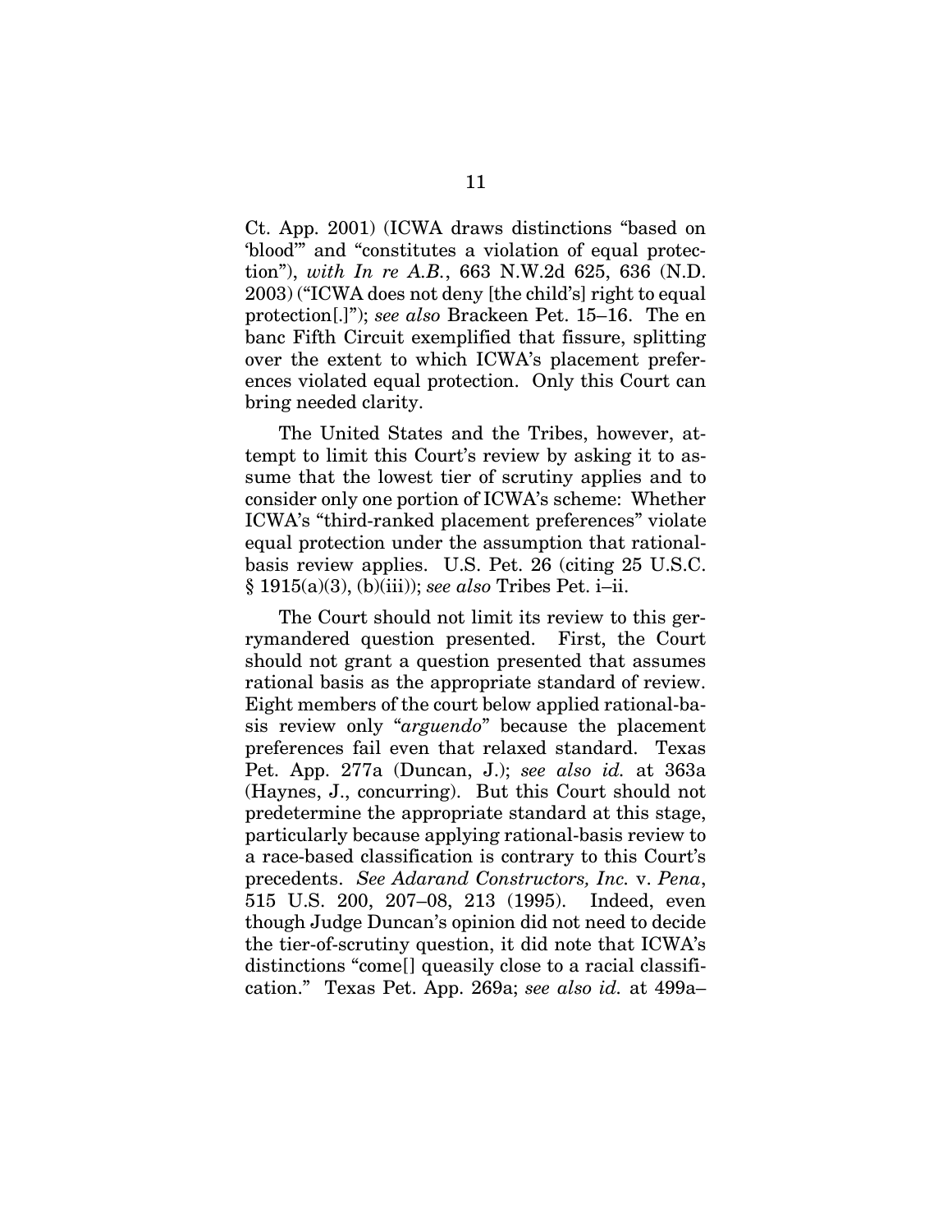Ct. App. 2001) (ICWA draws distinctions "based on 'blood'" and "constitutes a violation of equal protection"), *with In re A.B.*, 663 N.W.2d 625, 636 (N.D. 2003) ("ICWA does not deny [the child's] right to equal protection[.]"); *see also* Brackeen Pet. 15–16. The en banc Fifth Circuit exemplified that fissure, splitting over the extent to which ICWA's placement preferences violated equal protection. Only this Court can bring needed clarity.

The United States and the Tribes, however, attempt to limit this Court's review by asking it to assume that the lowest tier of scrutiny applies and to consider only one portion of ICWA's scheme: Whether ICWA's "third-ranked placement preferences" violate equal protection under the assumption that rational-basis review applies. U.S. Pet. 26 (citing 25 U.S.C. § 1915(a)(3), (b)(iii)); *see also* Tribes Pet. i–ii.

The Court should not limit its review to this gerrymandered question presented. First, the Court should not grant a question presented that assumes rational basis as the appropriate standard of review. Eight members of the court below applied rational-basis review only "*arguendo*" because the placement preferences fail even that relaxed standard. Texas Pet. App. 277a (Duncan, J.); *see also id.* at 363a (Haynes, J., concurring). But this Court should not predetermine the appropriate standard at this stage, particularly because applying rational-basis review to a race-based classification is contrary to this Court's precedents. *See Adarand Constructors, Inc.* v. *Pena*, 515 U.S. 200, 207–08, 213 (1995). Indeed, even though Judge Duncan's opinion did not need to decide the tier-of-scrutiny question, it did note that ICWA's distinctions "come[] queasily close to a racial classification." Texas Pet. App. 269a; *see also id.* at 499a–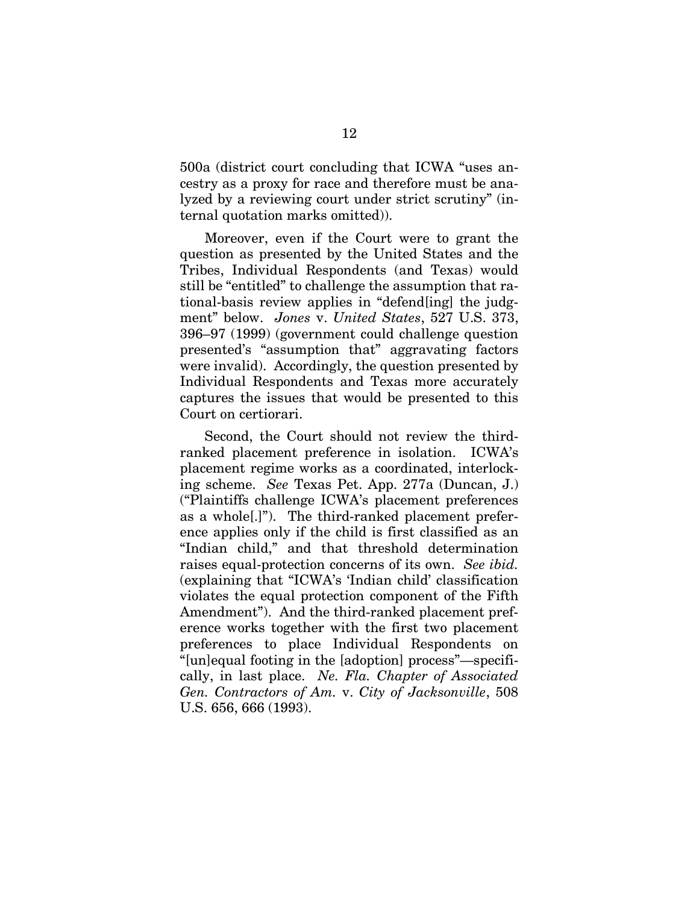500a (district court concluding that ICWA "uses ancestry as a proxy for race and therefore must be analyzed by a reviewing court under strict scrutiny" (internal quotation marks omitted)).

Moreover, even if the Court were to grant the question as presented by the United States and the Tribes, Individual Respondents (and Texas) would still be "entitled" to challenge the assumption that rational-basis review applies in "defend[ing] the judgment" below. *Jones* v. *United States*, 527 U.S. 373, 396–97 (1999) (government could challenge question presented's "assumption that" aggravating factors were invalid). Accordingly, the question presented by Individual Respondents and Texas more accurately captures the issues that would be presented to this Court on certiorari.

Second, the Court should not review the third-ranked placement preference in isolation. ICWA's placement regime works as a coordinated, interlocking scheme. *See* Texas Pet. App. 277a (Duncan, J.) ("Plaintiffs challenge ICWA's placement preferences as a whole[.]"). The third-ranked placement preference applies only if the child is first classified as an "Indian child," and that threshold determination raises equal-protection concerns of its own. *See ibid.* (explaining that "ICWA's 'Indian child' classification violates the equal protection component of the Fifth Amendment"). And the third-ranked placement preference works together with the first two placement preferences to place Individual Respondents on "[un]equal footing in the [adoption] process"—specifically, in last place. *Ne. Fla. Chapter of Associated Gen. Contractors of Am.* v. *City of Jacksonville*, 508 U.S. 656, 666 (1993).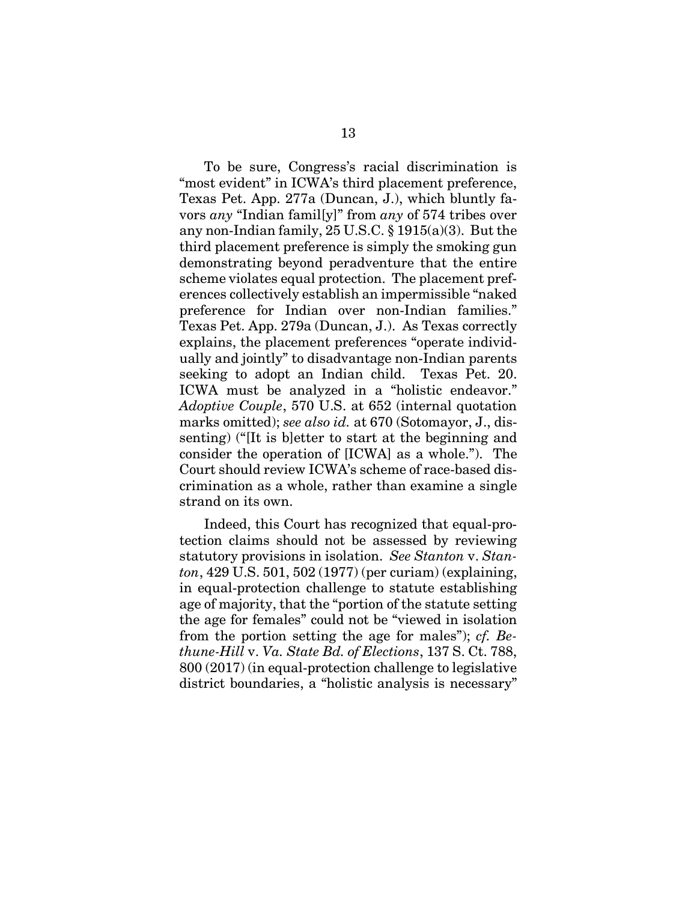To be sure, Congress's racial discrimination is "most evident" in ICWA's third placement preference, Texas Pet. App. 277a (Duncan, J.), which bluntly favors *any* "Indian famil[y]" from *any* of 574 tribes over any non-Indian family, 25 U.S.C. § 1915(a)(3). But the third placement preference is simply the smoking gun demonstrating beyond peradventure that the entire scheme violates equal protection. The placement preferences collectively establish an impermissible "naked preference for Indian over non-Indian families." Texas Pet. App. 279a (Duncan, J.). As Texas correctly explains, the placement preferences "operate individually and jointly" to disadvantage non-Indian parents seeking to adopt an Indian child. Texas Pet. 20. ICWA must be analyzed in a "holistic endeavor." *Adoptive Couple*, 570 U.S. at 652 (internal quotation marks omitted); *see also id.* at 670 (Sotomayor, J., dissenting) ("[It is b]etter to start at the beginning and consider the operation of [ICWA] as a whole."). The Court should review ICWA's scheme of race-based discrimination as a whole, rather than examine a single strand on its own.

Indeed, this Court has recognized that equal-protection claims should not be assessed by reviewing statutory provisions in isolation. *See Stanton* v. *Stanton*, 429 U.S. 501, 502 (1977) (per curiam) (explaining, in equal-protection challenge to statute establishing age of majority, that the "portion of the statute setting the age for females" could not be "viewed in isolation from the portion setting the age for males"); *cf. Bethune-Hill* v. *Va. State Bd. of Elections*, 137 S. Ct. 788, 800 (2017) (in equal-protection challenge to legislative district boundaries, a "holistic analysis is necessary"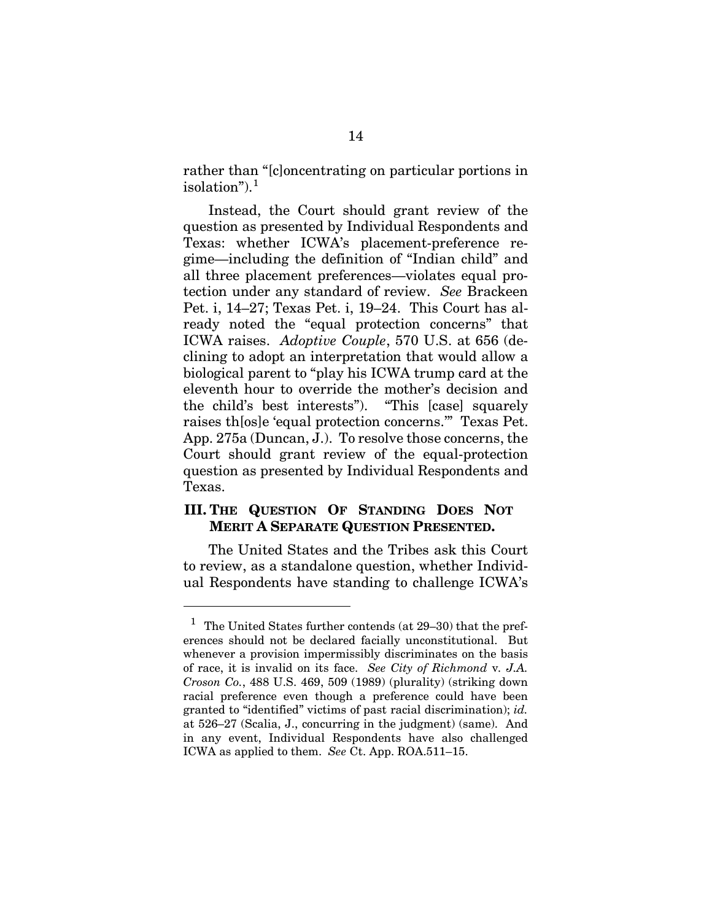rather than "[c]oncentrating on particular portions in isolation").[1]

Instead, the Court should grant review of the question as presented by Individual Respondents and Texas: whether ICWA's placement-preference regime—including the definition of "Indian child" and all three placement preferences—violates equal protection under any standard of review. *See* Brackeen Pet. i, 14–27; Texas Pet. i, 19–24. This Court has already noted the "equal protection concerns" that ICWA raises. *Adoptive Couple*, 570 U.S. at 656 (declining to adopt an interpretation that would allow a biological parent to "play his ICWA trump card at the eleventh hour to override the mother's decision and the child's best interests"). "This [case] squarely raises th[os]e 'equal protection concerns.'" Texas Pet. App. 275a (Duncan, J.). To resolve those concerns, the Court should grant review of the equal-protection question as presented by Individual Respondents and Texas.

## III. The Question Of Standing Does Not Merit A Separate Question Presented.

The United States and the Tribes ask this Court to review, as a standalone question, whether Individual Respondents have standing to challenge ICWA's

---

[1] The United States further contends (at 29–30) that the preferences should not be declared facially unconstitutional. But whenever a provision impermissibly discriminates on the basis of race, it is invalid on its face. *See City of Richmond* v. *J.A. Croson Co.*, 488 U.S. 469, 509 (1989) (plurality) (striking down racial preference even though a preference could have been granted to "identified" victims of past racial discrimination); *id.* at 526–27 (Scalia, J., concurring in the judgment) (same). And in any event, Individual Respondents have also challenged ICWA as applied to them. *See* Ct. App. ROA.511–15.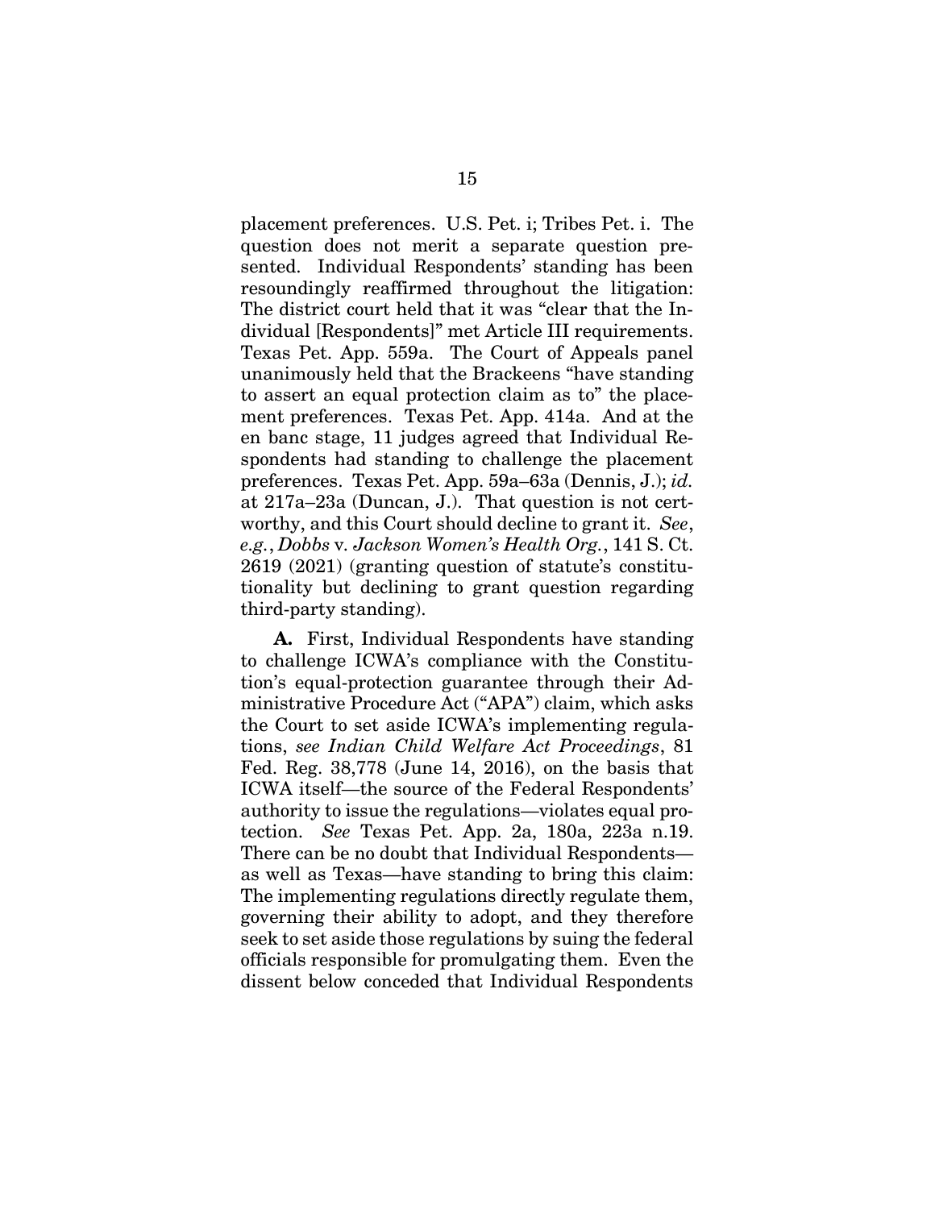placement preferences. U.S. Pet. i; Tribes Pet. i. The question does not merit a separate question presented. Individual Respondents' standing has been resoundingly reaffirmed throughout the litigation: The district court held that it was "clear that the Individual [Respondents]" met Article III requirements. Texas Pet. App. 559a. The Court of Appeals panel unanimously held that the Brackeens "have standing to assert an equal protection claim as to" the placement preferences. Texas Pet. App. 414a. And at the en banc stage, 11 judges agreed that Individual Respondents had standing to challenge the placement preferences. Texas Pet. App. 59a–63a (Dennis, J.); *id.* at 217a–23a (Duncan, J.). That question is not certworthy, and this Court should decline to grant it. *See, e.g.*, *Dobbs* v. *Jackson Women's Health Org.*, 141 S. Ct. 2619 (2021) (granting question of statute's constitutionality but declining to grant question regarding third-party standing).

**A.** First, Individual Respondents have standing to challenge ICWA's compliance with the Constitution's equal-protection guarantee through their Administrative Procedure Act ("APA") claim, which asks the Court to set aside ICWA's implementing regulations, *see Indian Child Welfare Act Proceedings*, 81 Fed. Reg. 38,778 (June 14, 2016), on the basis that ICWA itself—the source of the Federal Respondents' authority to issue the regulations—violates equal protection. *See* Texas Pet. App. 2a, 180a, 223a n.19. There can be no doubt that Individual Respondents—as well as Texas—have standing to bring this claim: The implementing regulations directly regulate them, governing their ability to adopt, and they therefore seek to set aside those regulations by suing the federal officials responsible for promulgating them. Even the dissent below conceded that Individual Respondents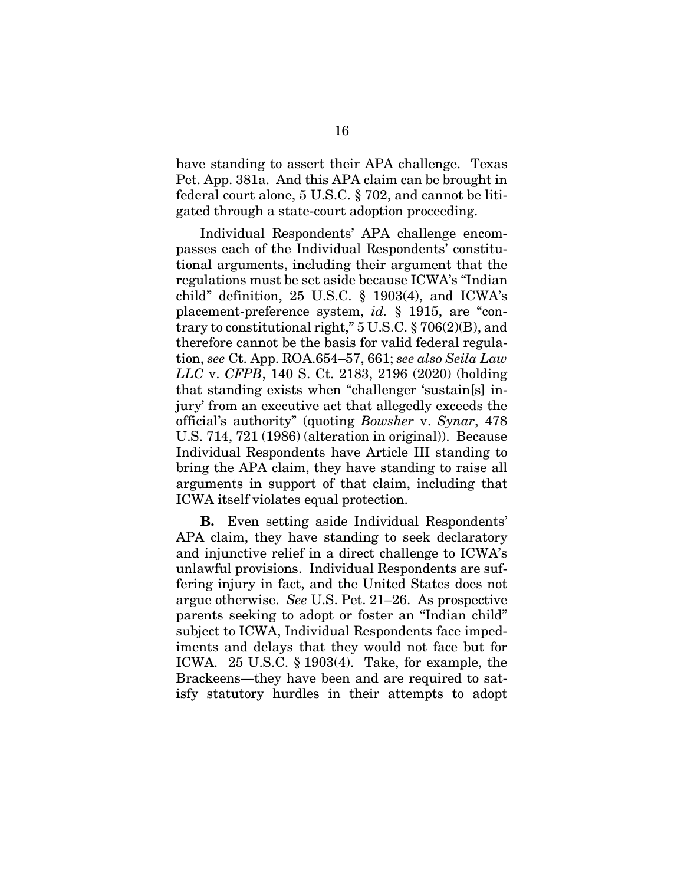have standing to assert their APA challenge. Texas Pet. App. 381a. And this APA claim can be brought in federal court alone, 5 U.S.C. § 702, and cannot be litigated through a state-court adoption proceeding.

Individual Respondents' APA challenge encompasses each of the Individual Respondents' constitutional arguments, including their argument that the regulations must be set aside because ICWA's "Indian child" definition, 25 U.S.C. § 1903(4), and ICWA's placement-preference system, *id.* § 1915, are "contrary to constitutional right," 5 U.S.C. § 706(2)(B), and therefore cannot be the basis for valid federal regulation, *see* Ct. App. ROA.654–57, 661; *see also Seila Law LLC* v. *CFPB*, 140 S. Ct. 2183, 2196 (2020) (holding that standing exists when "challenger 'sustain[s] injury' from an executive act that allegedly exceeds the official's authority" (quoting *Bowsher* v. *Synar*, 478 U.S. 714, 721 (1986) (alteration in original)). Because Individual Respondents have Article III standing to bring the APA claim, they have standing to raise all arguments in support of that claim, including that ICWA itself violates equal protection.

**B.** Even setting aside Individual Respondents' APA claim, they have standing to seek declaratory and injunctive relief in a direct challenge to ICWA's unlawful provisions. Individual Respondents are suffering injury in fact, and the United States does not argue otherwise. *See* U.S. Pet. 21–26. As prospective parents seeking to adopt or foster an "Indian child" subject to ICWA, Individual Respondents face impediments and delays that they would not face but for ICWA. 25 U.S.C. § 1903(4). Take, for example, the Brackeens—they have been and are required to satisfy statutory hurdles in their attempts to adopt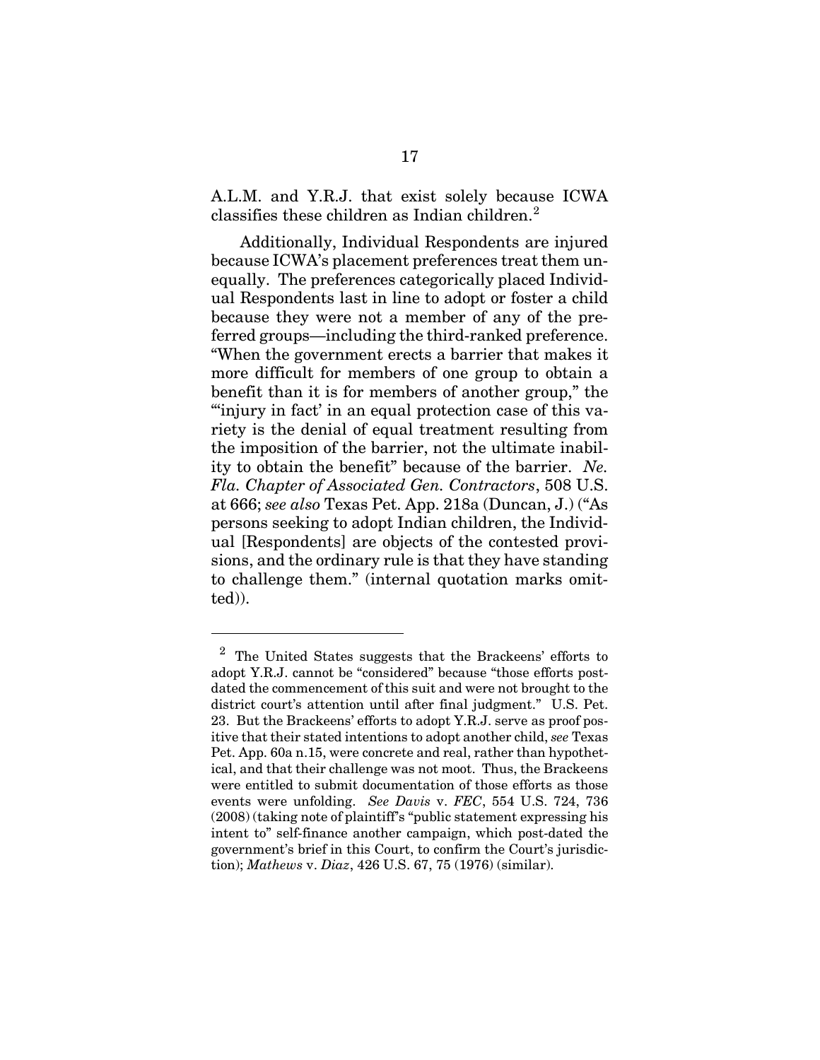A.L.M. and Y.R.J. that exist solely because ICWA classifies these children as Indian children.[2]

Additionally, Individual Respondents are injured because ICWA's placement preferences treat them unequally. The preferences categorically placed Individual Respondents last in line to adopt or foster a child because they were not a member of any of the preferred groups—including the third-ranked preference. "When the government erects a barrier that makes it more difficult for members of one group to obtain a benefit than it is for members of another group," the "'injury in fact' in an equal protection case of this variety is the denial of equal treatment resulting from the imposition of the barrier, not the ultimate inability to obtain the benefit" because of the barrier. *Ne. Fla. Chapter of Associated Gen. Contractors*, 508 U.S. at 666; *see also* Texas Pet. App. 218a (Duncan, J.) ("As persons seeking to adopt Indian children, the Individual [Respondents] are objects of the contested provisions, and the ordinary rule is that they have standing to challenge them." (internal quotation marks omitted)).

---

[2] The United States suggests that the Brackeens' efforts to adopt Y.R.J. cannot be "considered" because "those efforts postdated the commencement of this suit and were not brought to the district court's attention until after final judgment." U.S. Pet. 23. But the Brackeens' efforts to adopt Y.R.J. serve as proof positive that their stated intentions to adopt another child, *see* Texas Pet. App. 60a n.15, were concrete and real, rather than hypothetical, and that their challenge was not moot. Thus, the Brackeens were entitled to submit documentation of those efforts as those events were unfolding. *See Davis* v. *FEC*, 554 U.S. 724, 736 (2008) (taking note of plaintiff's "public statement expressing his intent to" self-finance another campaign, which post-dated the government's brief in this Court, to confirm the Court's jurisdiction); *Mathews* v. *Diaz*, 426 U.S. 67, 75 (1976) (similar).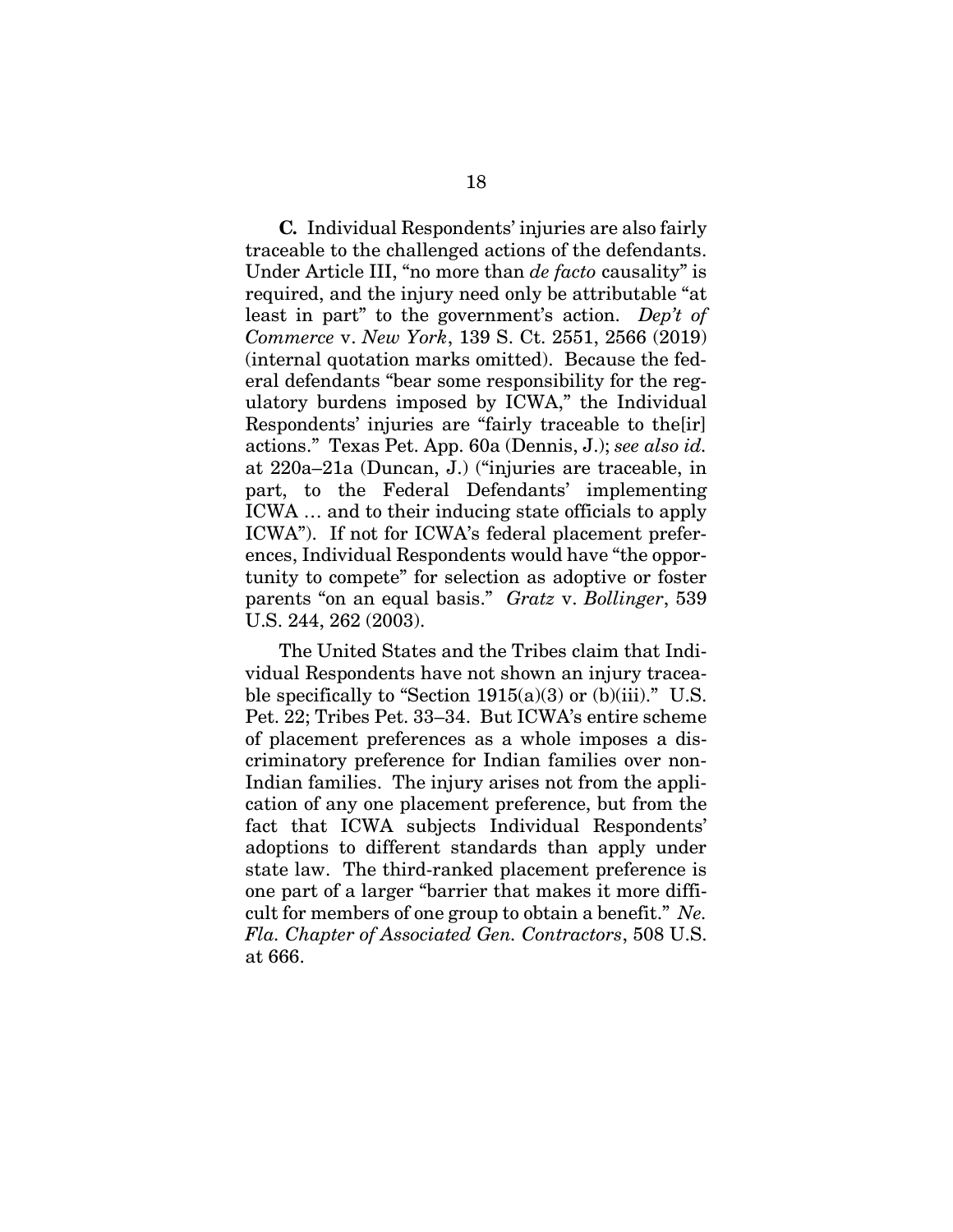**C.** Individual Respondents' injuries are also fairly traceable to the challenged actions of the defendants. Under Article III, "no more than *de facto* causality" is required, and the injury need only be attributable "at least in part" to the government's action. *Dep't of Commerce* v. *New York*, 139 S. Ct. 2551, 2566 (2019) (internal quotation marks omitted). Because the federal defendants "bear some responsibility for the regulatory burdens imposed by ICWA," the Individual Respondents' injuries are "fairly traceable to the[ir] actions." Texas Pet. App. 60a (Dennis, J.); *see also id.* at 220a–21a (Duncan, J.) ("injuries are traceable, in part, to the Federal Defendants' implementing ICWA … and to their inducing state officials to apply ICWA"). If not for ICWA's federal placement preferences, Individual Respondents would have "the opportunity to compete" for selection as adoptive or foster parents "on an equal basis." *Gratz* v. *Bollinger*, 539 U.S. 244, 262 (2003).

The United States and the Tribes claim that Individual Respondents have not shown an injury traceable specifically to "Section 1915(a)(3) or (b)(iii)." U.S. Pet. 22; Tribes Pet. 33–34. But ICWA's entire scheme of placement preferences as a whole imposes a discriminatory preference for Indian families over non-Indian families. The injury arises not from the application of any one placement preference, but from the fact that ICWA subjects Individual Respondents' adoptions to different standards than apply under state law. The third-ranked placement preference is one part of a larger "barrier that makes it more difficult for members of one group to obtain a benefit." *Ne. Fla. Chapter of Associated Gen. Contractors*, 508 U.S. at 666.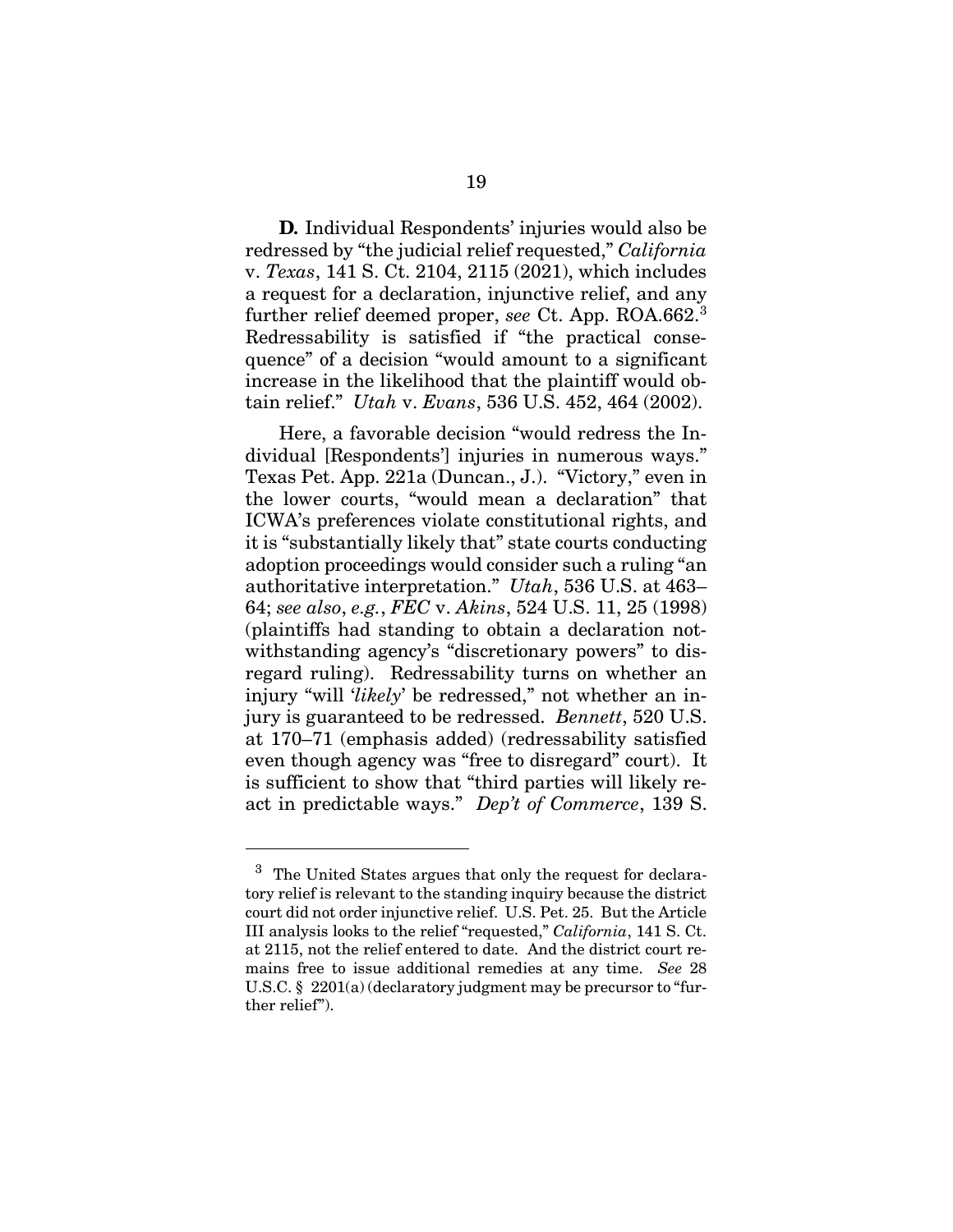**D.** Individual Respondents' injuries would also be redressed by "the judicial relief requested," *California* v. *Texas*, 141 S. Ct. 2104, 2115 (2021), which includes a request for a declaration, injunctive relief, and any further relief deemed proper, *see* Ct. App. ROA.662.[3] Redressability is satisfied if "the practical consequence" of a decision "would amount to a significant increase in the likelihood that the plaintiff would obtain relief." *Utah* v. *Evans*, 536 U.S. 452, 464 (2002).

Here, a favorable decision "would redress the Individual [Respondents'] injuries in numerous ways." Texas Pet. App. 221a (Duncan., J.). "Victory," even in the lower courts, "would mean a declaration" that ICWA's preferences violate constitutional rights, and it is "substantially likely that" state courts conducting adoption proceedings would consider such a ruling "an authoritative interpretation." *Utah*, 536 U.S. at 463–64; *see also*, *e.g.*, *FEC* v. *Akins*, 524 U.S. 11, 25 (1998) (plaintiffs had standing to obtain a declaration notwithstanding agency's "discretionary powers" to disregard ruling). Redressability turns on whether an injury "will '*likely*' be redressed," not whether an injury is guaranteed to be redressed. *Bennett*, 520 U.S. at 170–71 (emphasis added) (redressability satisfied even though agency was "free to disregard" court). It is sufficient to show that "third parties will likely react in predictable ways." *Dep't of Commerce*, 139 S.

---

[3] The United States argues that only the request for declaratory relief is relevant to the standing inquiry because the district court did not order injunctive relief. U.S. Pet. 25. But the Article III analysis looks to the relief "requested," *California*, 141 S. Ct. at 2115, not the relief entered to date. And the district court remains free to issue additional remedies at any time. *See* 28 U.S.C. § 2201(a) (declaratory judgment may be precursor to "further relief").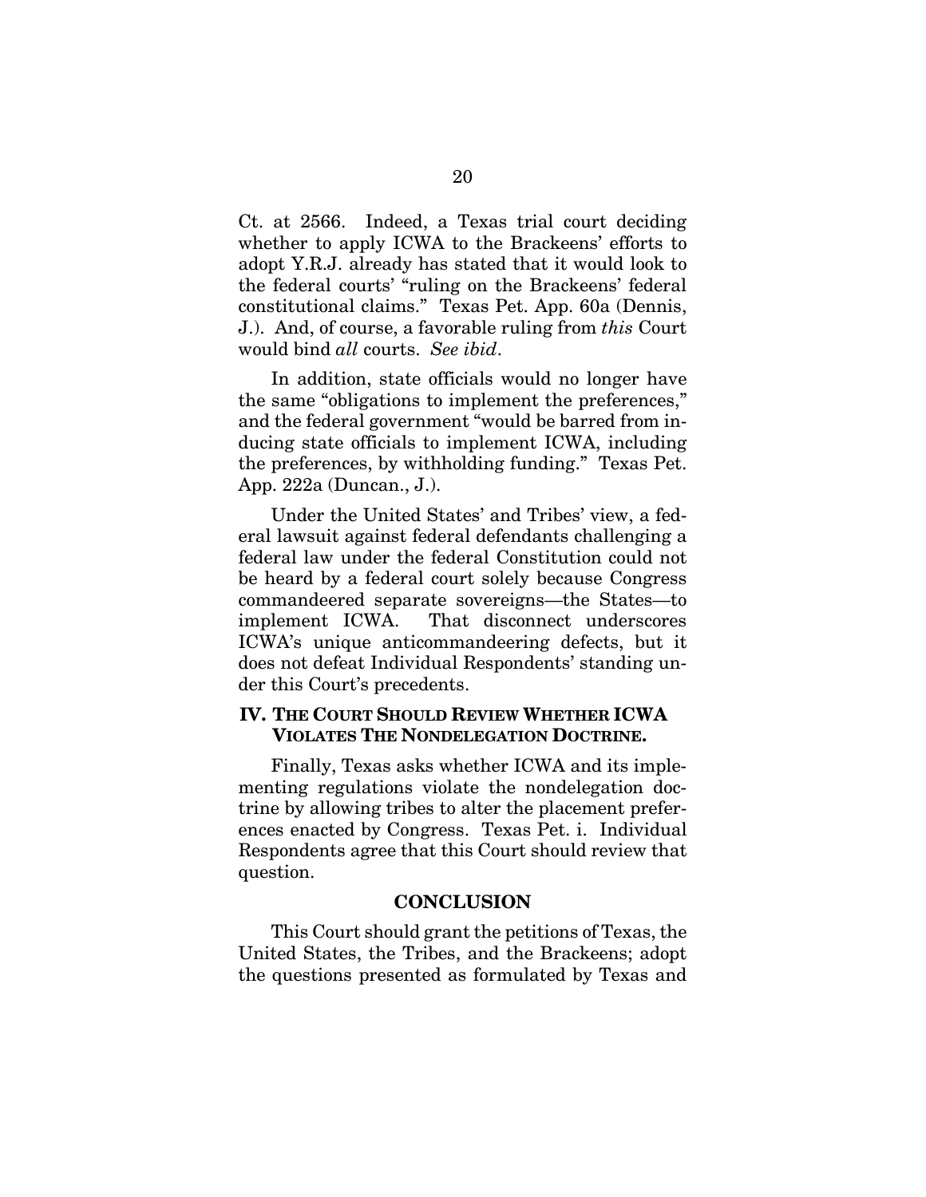Ct. at 2566. Indeed, a Texas trial court deciding whether to apply ICWA to the Brackeens' efforts to adopt Y.R.J. already has stated that it would look to the federal courts' "ruling on the Brackeens' federal constitutional claims." Texas Pet. App. 60a (Dennis, J.). And, of course, a favorable ruling from *this* Court would bind *all* courts. *See ibid*.

In addition, state officials would no longer have the same "obligations to implement the preferences," and the federal government "would be barred from inducing state officials to implement ICWA, including the preferences, by withholding funding." Texas Pet. App. 222a (Duncan., J.).

Under the United States' and Tribes' view, a federal lawsuit against federal defendants challenging a federal law under the federal Constitution could not be heard by a federal court solely because Congress commandeered separate sovereigns—the States—to implement ICWA. That disconnect underscores ICWA's unique anticommandeering defects, but it does not defeat Individual Respondents' standing under this Court's precedents.

## IV. THE COURT SHOULD REVIEW WHETHER ICWA VIOLATES THE NONDELEGATION DOCTRINE.

Finally, Texas asks whether ICWA and its implementing regulations violate the nondelegation doctrine by allowing tribes to alter the placement preferences enacted by Congress. Texas Pet. i. Individual Respondents agree that this Court should review that question.

## CONCLUSION

This Court should grant the petitions of Texas, the United States, the Tribes, and the Brackeens; adopt the questions presented as formulated by Texas and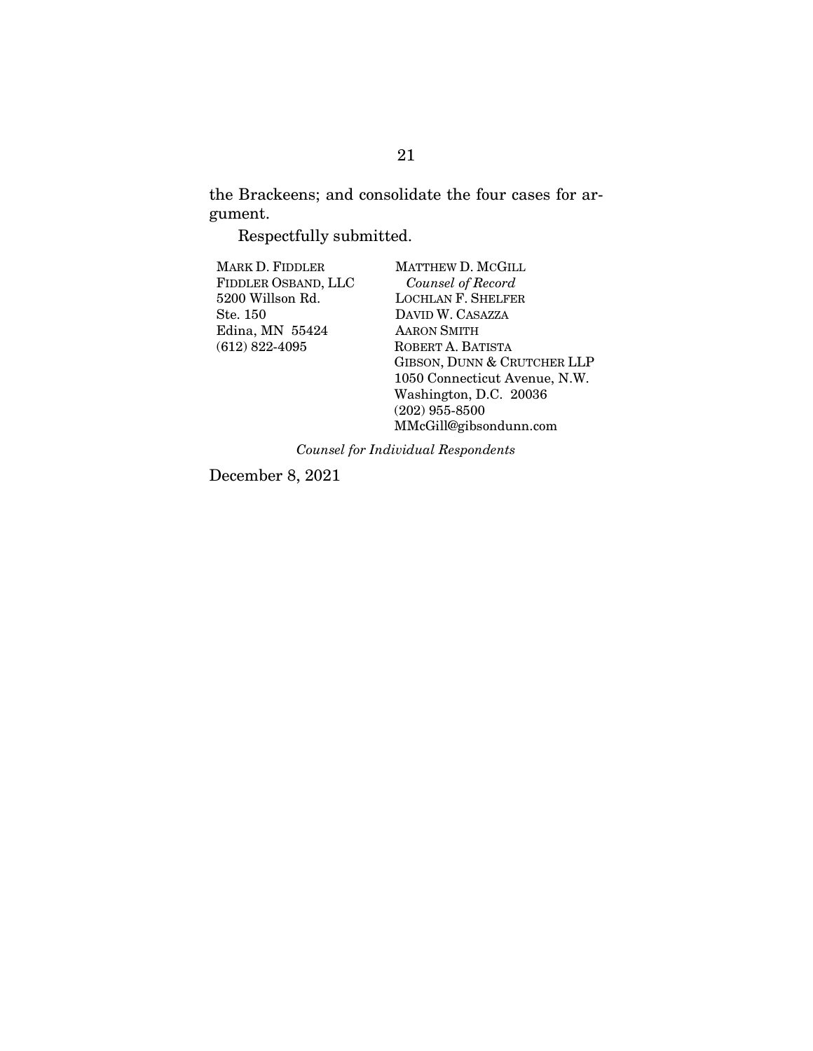the Brackeens; and consolidate the four cases for argument.

Respectfully submitted.

MARK D. FIDDLER
FIDDLER OSBAND, LLC
5200 Willson Rd.
Ste. 150
Edina, MN 55424
(612) 822-4095

MATTHEW D. MCGILL
*Counsel of Record*
LOCHLAN F. SHELFER
DAVID W. CASAZZA
AARON SMITH
ROBERT A. BATISTA
GIBSON, DUNN & CRUTCHER LLP
1050 Connecticut Avenue, N.W.
Washington, D.C. 20036
(202) 955-8500
MMcGill@gibsondunn.com

*Counsel for Individual Respondents*

December 8, 2021